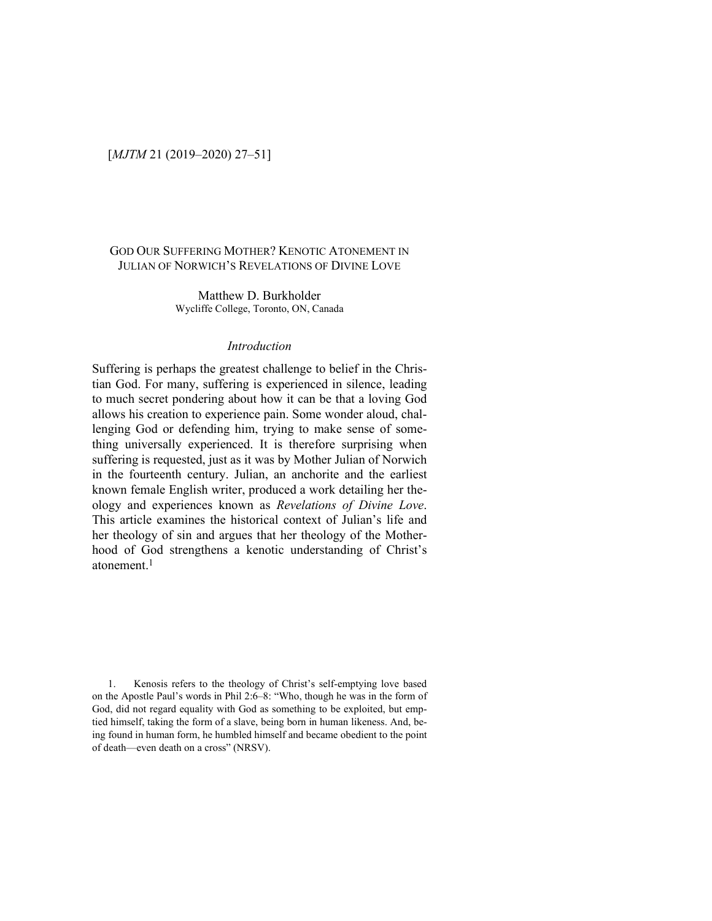# God Our Suffering Mother? Kenotic Atonement in Julian of Norwich's Revelations of Divine Love

Matthew D. Burkholder
Wycliffe College, Toronto, ON, Canada

## *Introduction*

Suffering is perhaps the greatest challenge to belief in the Christian God. For many, suffering is experienced in silence, leading to much secret pondering about how it can be that a loving God allows his creation to experience pain. Some wonder aloud, challenging God or defending him, trying to make sense of something universally experienced. It is therefore surprising when suffering is requested, just as it was by Mother Julian of Norwich in the fourteenth century. Julian, an anchorite and the earliest known female English writer, produced a work detailing her theology and experiences known as *Revelations of Divine Love*. This article examines the historical context of Julian's life and her theology of sin and argues that her theology of the Motherhood of God strengthens a kenotic understanding of Christ's atonement.[1]

1. Kenosis refers to the theology of Christ's self-emptying love based on the Apostle Paul's words in Phil 2:6–8: "Who, though he was in the form of God, did not regard equality with God as something to be exploited, but emptied himself, taking the form of a slave, being born in human likeness. And, being found in human form, he humbled himself and became obedient to the point of death—even death on a cross" (NRSV).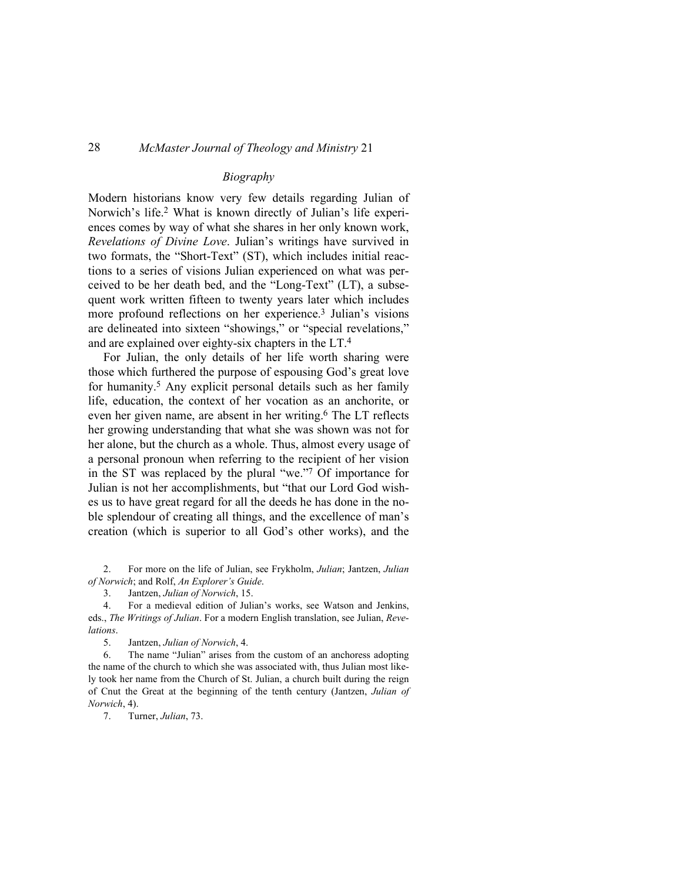*Biography*

Modern historians know very few details regarding Julian of Norwich's life.[2] What is known directly of Julian's life experiences comes by way of what she shares in her only known work, *Revelations of Divine Love*. Julian's writings have survived in two formats, the "Short-Text" (ST), which includes initial reactions to a series of visions Julian experienced on what was perceived to be her death bed, and the "Long-Text" (LT), a subsequent work written fifteen to twenty years later which includes more profound reflections on her experience.[3] Julian's visions are delineated into sixteen "showings," or "special revelations," and are explained over eighty-six chapters in the LT.[4]

For Julian, the only details of her life worth sharing were those which furthered the purpose of espousing God's great love for humanity.[5] Any explicit personal details such as her family life, education, the context of her vocation as an anchorite, or even her given name, are absent in her writing.[6] The LT reflects her growing understanding that what she was shown was not for her alone, but the church as a whole. Thus, almost every usage of a personal pronoun when referring to the recipient of her vision in the ST was replaced by the plural "we."[7] Of importance for Julian is not her accomplishments, but "that our Lord God wishes us to have great regard for all the deeds he has done in the noble splendour of creating all things, and the excellence of man's creation (which is superior to all God's other works), and the

2. For more on the life of Julian, see Frykholm, *Julian*; Jantzen, *Julian of Norwich*; and Rolf, *An Explorer's Guide*.

3. Jantzen, *Julian of Norwich*, 15.

4. For a medieval edition of Julian's works, see Watson and Jenkins, eds., *The Writings of Julian*. For a modern English translation, see Julian, *Revelations*.

5. Jantzen, *Julian of Norwich*, 4.

6. The name "Julian" arises from the custom of an anchoress adopting the name of the church to which she was associated with, thus Julian most likely took her name from the Church of St. Julian, a church built during the reign of Cnut the Great at the beginning of the tenth century (Jantzen, *Julian of Norwich*, 4).

7. Turner, *Julian*, 73.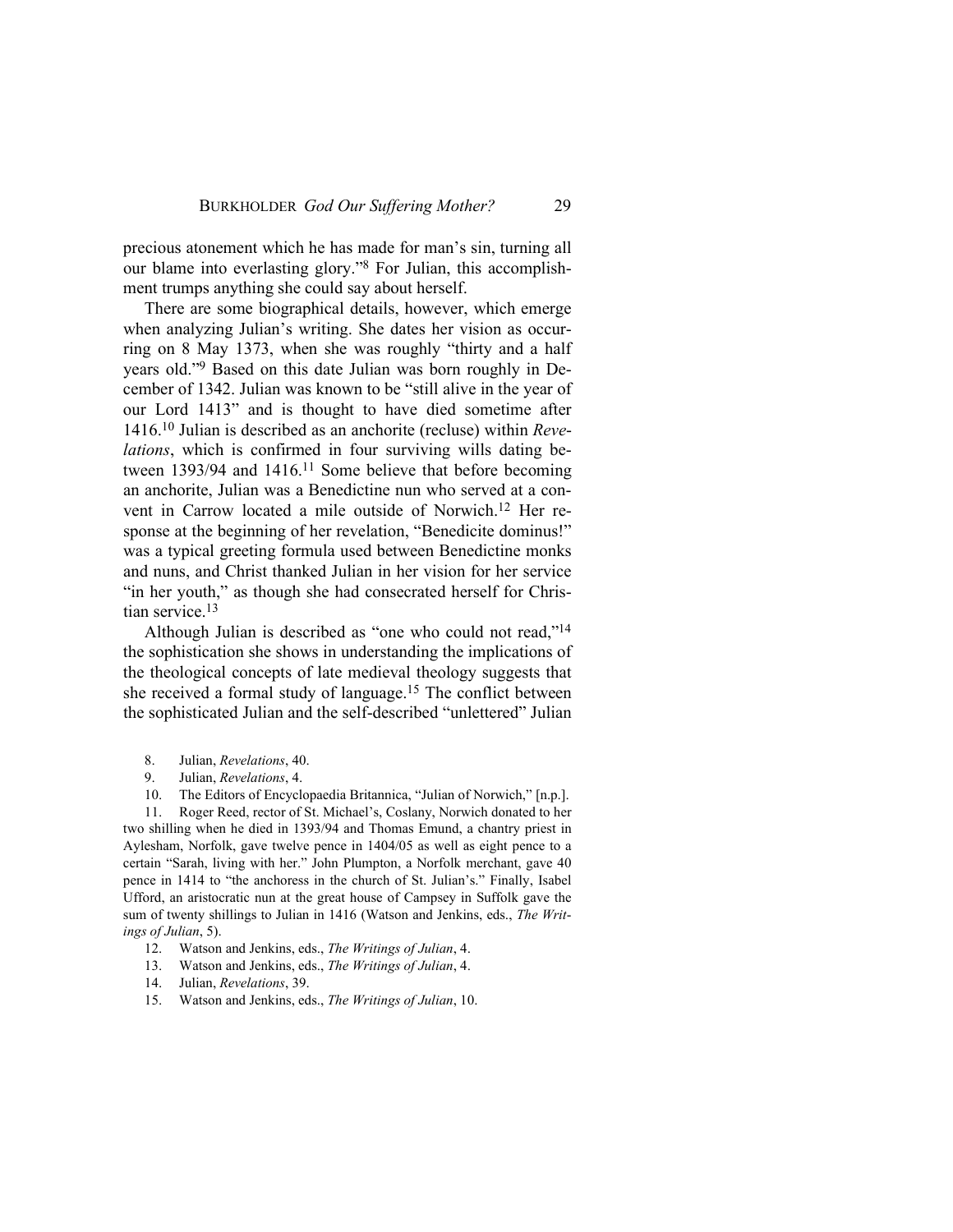precious atonement which he has made for man's sin, turning all our blame into everlasting glory."[8] For Julian, this accomplishment trumps anything she could say about herself.

There are some biographical details, however, which emerge when analyzing Julian's writing. She dates her vision as occurring on 8 May 1373, when she was roughly "thirty and a half years old."[9] Based on this date Julian was born roughly in December of 1342. Julian was known to be "still alive in the year of our Lord 1413" and is thought to have died sometime after 1416.[10] Julian is described as an anchorite (recluse) within *Revelations*, which is confirmed in four surviving wills dating between 1393/94 and 1416.[11] Some believe that before becoming an anchorite, Julian was a Benedictine nun who served at a convent in Carrow located a mile outside of Norwich.[12] Her response at the beginning of her revelation, "Benedicite dominus!" was a typical greeting formula used between Benedictine monks and nuns, and Christ thanked Julian in her vision for her service "in her youth," as though she had consecrated herself for Christian service.[13]

Although Julian is described as "one who could not read,"[14] the sophistication she shows in understanding the implications of the theological concepts of late medieval theology suggests that she received a formal study of language.[15] The conflict between the sophisticated Julian and the self-described "unlettered" Julian

8. Julian, *Revelations*, 40.

9. Julian, *Revelations*, 4.

10. The Editors of Encyclopaedia Britannica, "Julian of Norwich," [n.p.].

11. Roger Reed, rector of St. Michael's, Coslany, Norwich donated to her two shilling when he died in 1393/94 and Thomas Emund, a chantry priest in Aylesham, Norfolk, gave twelve pence in 1404/05 as well as eight pence to a certain "Sarah, living with her." John Plumpton, a Norfolk merchant, gave 40 pence in 1414 to "the anchoress in the church of St. Julian's." Finally, Isabel Ufford, an aristocratic nun at the great house of Campsey in Suffolk gave the sum of twenty shillings to Julian in 1416 (Watson and Jenkins, eds., *The Writings of Julian*, 5).

12. Watson and Jenkins, eds., *The Writings of Julian*, 4.

13. Watson and Jenkins, eds., *The Writings of Julian*, 4.

14. Julian, *Revelations*, 39.

15. Watson and Jenkins, eds., *The Writings of Julian*, 10.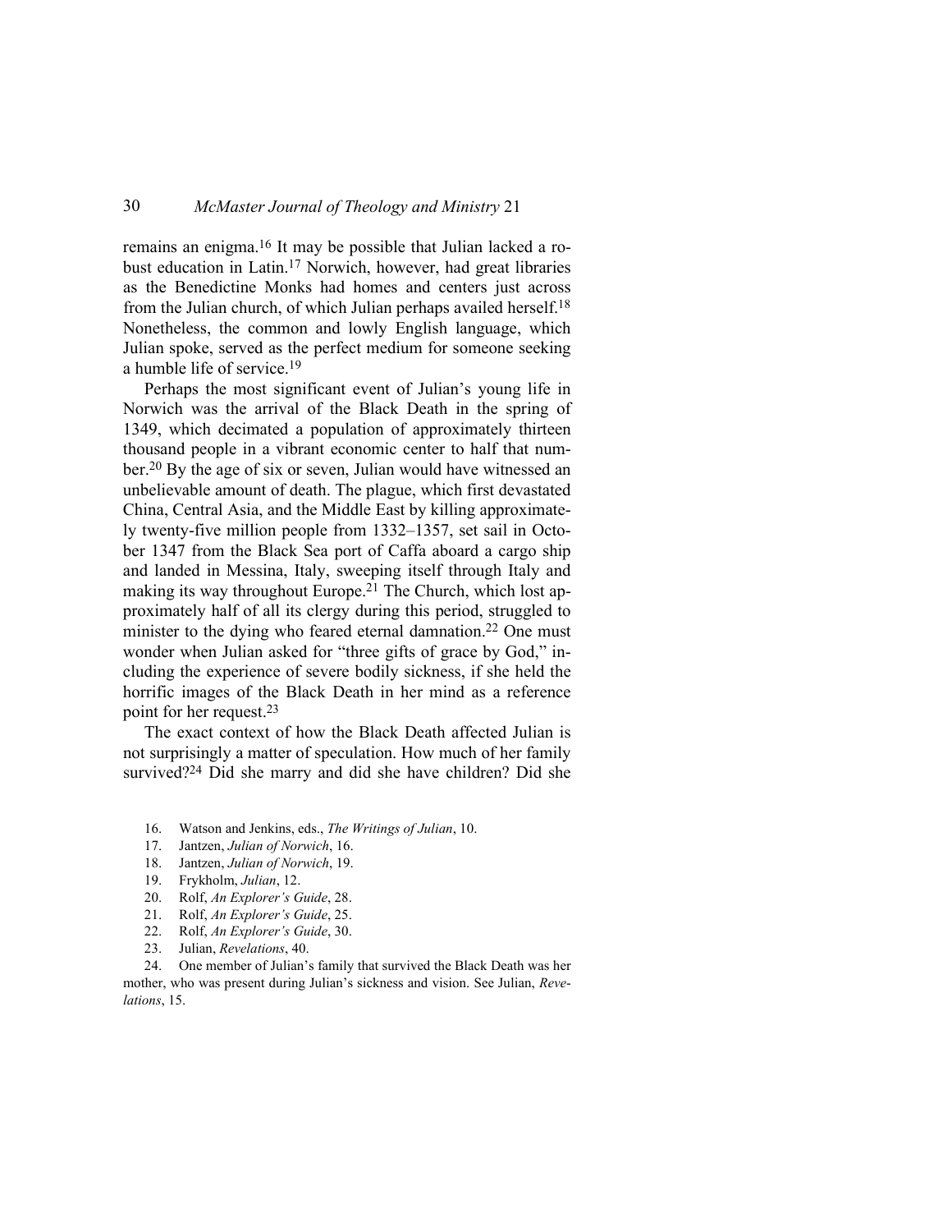remains an enigma.[16] It may be possible that Julian lacked a robust education in Latin.[17] Norwich, however, had great libraries as the Benedictine Monks had homes and centers just across from the Julian church, of which Julian perhaps availed herself.[18] Nonetheless, the common and lowly English language, which Julian spoke, served as the perfect medium for someone seeking a humble life of service.[19]

Perhaps the most significant event of Julian's young life in Norwich was the arrival of the Black Death in the spring of 1349, which decimated a population of approximately thirteen thousand people in a vibrant economic center to half that number.[20] By the age of six or seven, Julian would have witnessed an unbelievable amount of death. The plague, which first devastated China, Central Asia, and the Middle East by killing approximately twenty-five million people from 1332–1357, set sail in October 1347 from the Black Sea port of Caffa aboard a cargo ship and landed in Messina, Italy, sweeping itself through Italy and making its way throughout Europe.[21] The Church, which lost approximately half of all its clergy during this period, struggled to minister to the dying who feared eternal damnation.[22] One must wonder when Julian asked for "three gifts of grace by God," including the experience of severe bodily sickness, if she held the horrific images of the Black Death in her mind as a reference point for her request.[23]

The exact context of how the Black Death affected Julian is not surprisingly a matter of speculation. How much of her family survived?[24] Did she marry and did she have children? Did she

16. Watson and Jenkins, eds., *The Writings of Julian*, 10.
17. Jantzen, *Julian of Norwich*, 16.
18. Jantzen, *Julian of Norwich*, 19.
19. Frykholm, *Julian*, 12.
20. Rolf, *An Explorer's Guide*, 28.
21. Rolf, *An Explorer's Guide*, 25.
22. Rolf, *An Explorer's Guide*, 30.
23. Julian, *Revelations*, 40.
24. One member of Julian's family that survived the Black Death was her mother, who was present during Julian's sickness and vision. See Julian, *Revelations*, 15.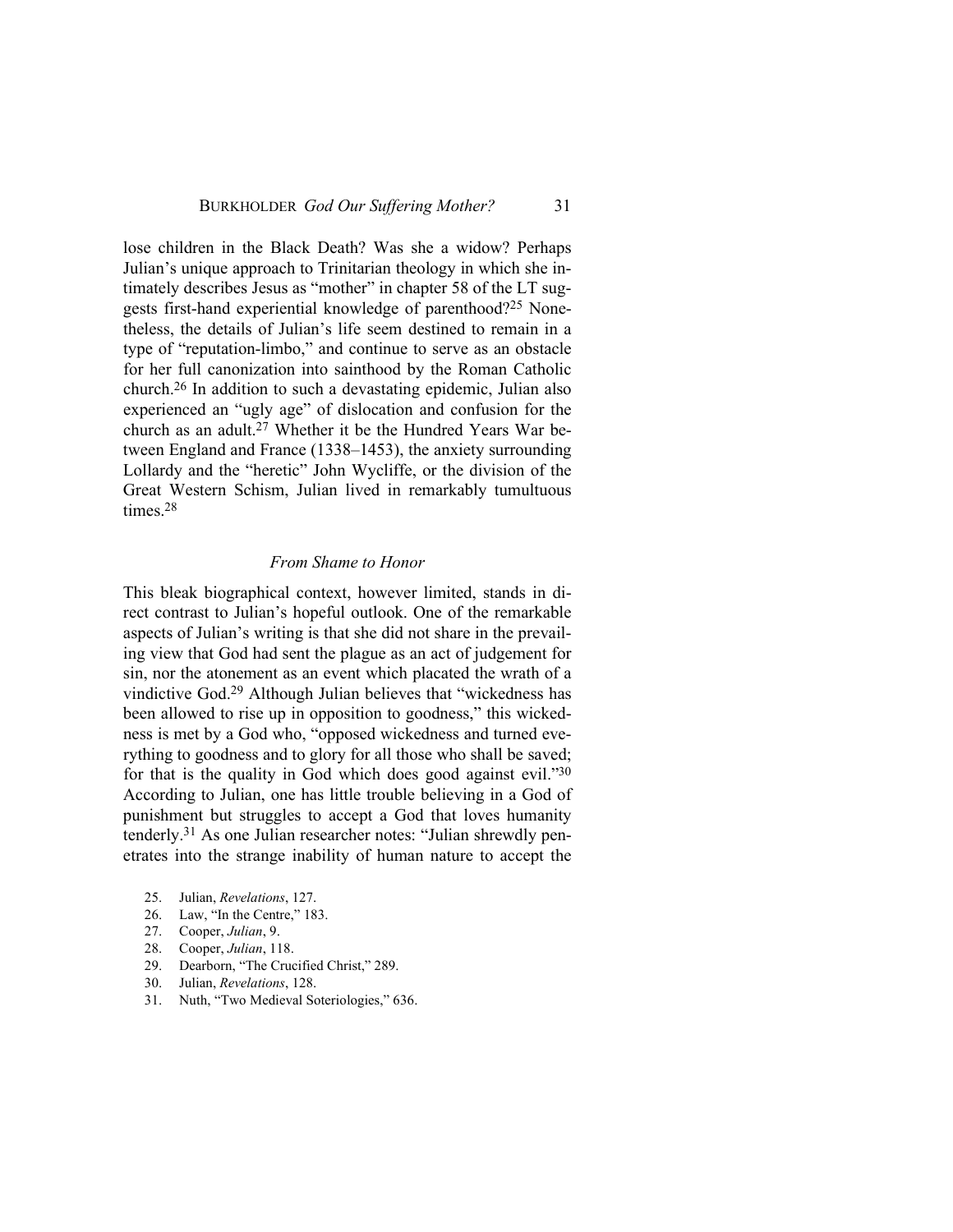lose children in the Black Death? Was she a widow? Perhaps Julian's unique approach to Trinitarian theology in which she intimately describes Jesus as "mother" in chapter 58 of the LT suggests first-hand experiential knowledge of parenthood?[25] Nonetheless, the details of Julian's life seem destined to remain in a type of "reputation-limbo," and continue to serve as an obstacle for her full canonization into sainthood by the Roman Catholic church.[26] In addition to such a devastating epidemic, Julian also experienced an "ugly age" of dislocation and confusion for the church as an adult.[27] Whether it be the Hundred Years War between England and France (1338–1453), the anxiety surrounding Lollardy and the "heretic" John Wycliffe, or the division of the Great Western Schism, Julian lived in remarkably tumultuous times.[28]

### *From Shame to Honor*

This bleak biographical context, however limited, stands in direct contrast to Julian's hopeful outlook. One of the remarkable aspects of Julian's writing is that she did not share in the prevailing view that God had sent the plague as an act of judgement for sin, nor the atonement as an event which placated the wrath of a vindictive God.[29] Although Julian believes that "wickedness has been allowed to rise up in opposition to goodness," this wickedness is met by a God who, "opposed wickedness and turned everything to goodness and to glory for all those who shall be saved; for that is the quality in God which does good against evil."[30] According to Julian, one has little trouble believing in a God of punishment but struggles to accept a God that loves humanity tenderly.[31] As one Julian researcher notes: "Julian shrewdly penetrates into the strange inability of human nature to accept the

25. Julian, *Revelations*, 127.
26. Law, "In the Centre," 183.
27. Cooper, *Julian*, 9.
28. Cooper, *Julian*, 118.
29. Dearborn, "The Crucified Christ," 289.
30. Julian, *Revelations*, 128.
31. Nuth, "Two Medieval Soteriologies," 636.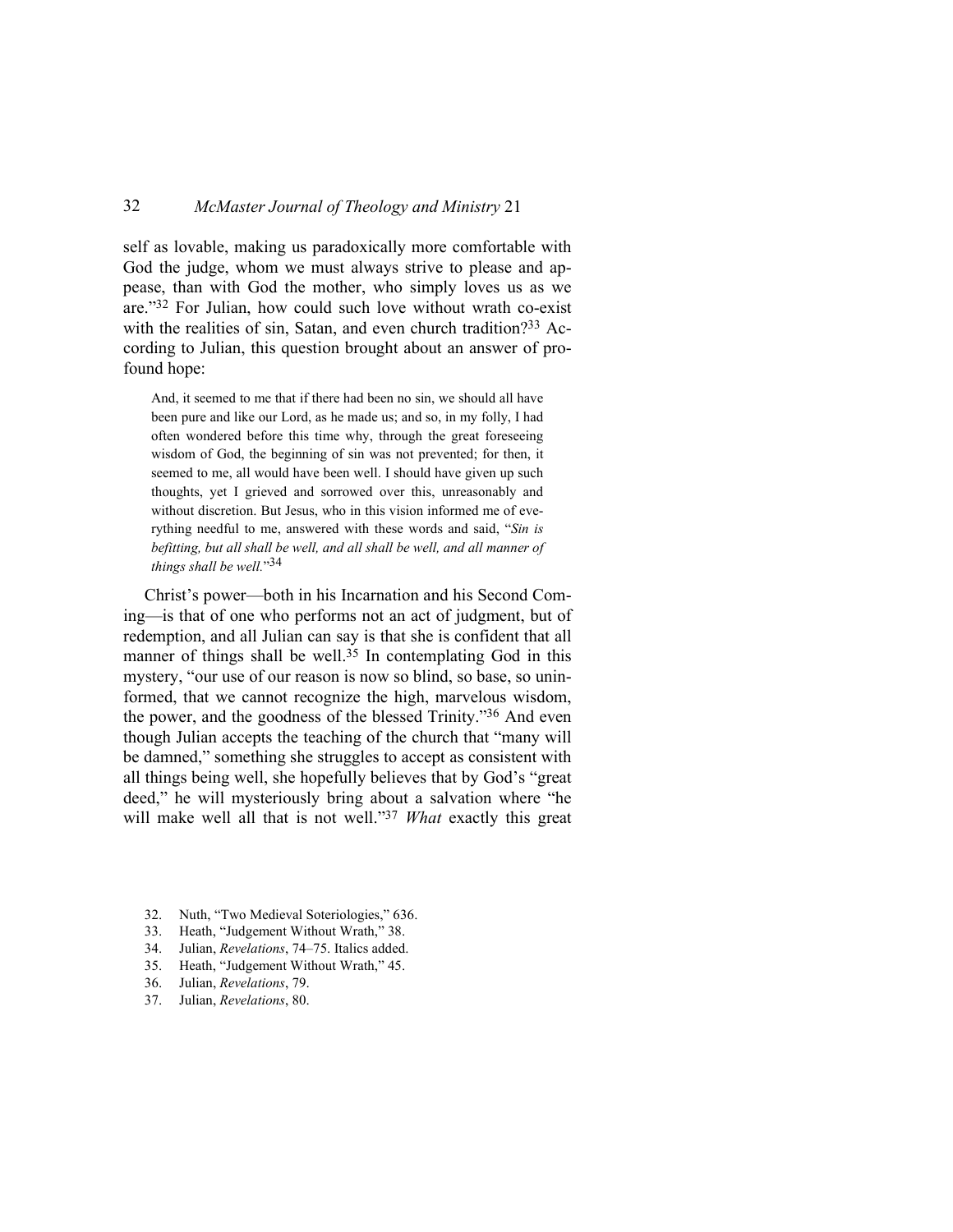self as lovable, making us paradoxically more comfortable with God the judge, whom we must always strive to please and appease, than with God the mother, who simply loves us as we are."[32] For Julian, how could such love without wrath co-exist with the realities of sin, Satan, and even church tradition?[33] According to Julian, this question brought about an answer of profound hope:

> And, it seemed to me that if there had been no sin, we should all have been pure and like our Lord, as he made us; and so, in my folly, I had often wondered before this time why, through the great foreseeing wisdom of God, the beginning of sin was not prevented; for then, it seemed to me, all would have been well. I should have given up such thoughts, yet I grieved and sorrowed over this, unreasonably and without discretion. But Jesus, who in this vision informed me of everything needful to me, answered with these words and said, "*Sin is befitting, but all shall be well, and all shall be well, and all manner of things shall be well.*"[34]

Christ's power—both in his Incarnation and his Second Coming—is that of one who performs not an act of judgment, but of redemption, and all Julian can say is that she is confident that all manner of things shall be well.[35] In contemplating God in this mystery, "our use of our reason is now so blind, so base, so uninformed, that we cannot recognize the high, marvelous wisdom, the power, and the goodness of the blessed Trinity."[36] And even though Julian accepts the teaching of the church that "many will be damned," something she struggles to accept as consistent with all things being well, she hopefully believes that by God's "great deed," he will mysteriously bring about a salvation where "he will make well all that is not well."[37] *What* exactly this great

32. Nuth, "Two Medieval Soteriologies," 636.
33. Heath, "Judgement Without Wrath," 38.
34. Julian, *Revelations*, 74–75. Italics added.
35. Heath, "Judgement Without Wrath," 45.
36. Julian, *Revelations*, 79.
37. Julian, *Revelations*, 80.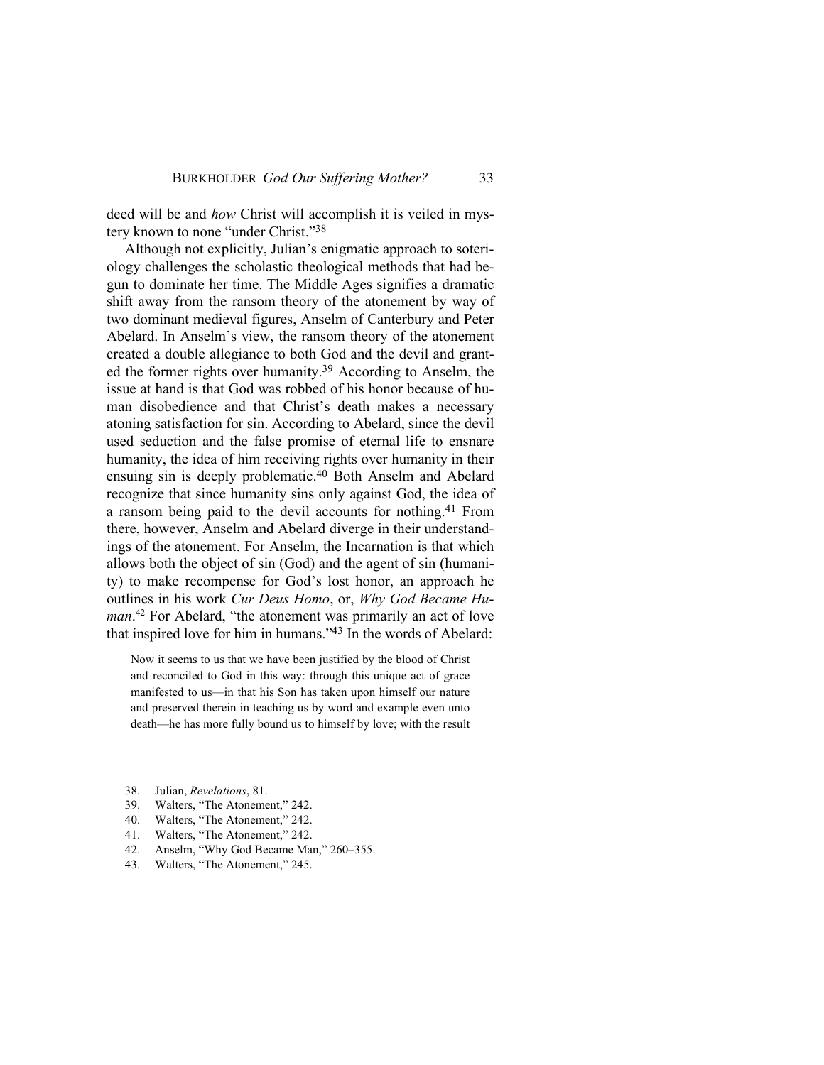deed will be and *how* Christ will accomplish it is veiled in mystery known to none "under Christ."[38]

Although not explicitly, Julian's enigmatic approach to soteriology challenges the scholastic theological methods that had begun to dominate her time. The Middle Ages signifies a dramatic shift away from the ransom theory of the atonement by way of two dominant medieval figures, Anselm of Canterbury and Peter Abelard. In Anselm's view, the ransom theory of the atonement created a double allegiance to both God and the devil and granted the former rights over humanity.[39] According to Anselm, the issue at hand is that God was robbed of his honor because of human disobedience and that Christ's death makes a necessary atoning satisfaction for sin. According to Abelard, since the devil used seduction and the false promise of eternal life to ensnare humanity, the idea of him receiving rights over humanity in their ensuing sin is deeply problematic.[40] Both Anselm and Abelard recognize that since humanity sins only against God, the idea of a ransom being paid to the devil accounts for nothing.[41] From there, however, Anselm and Abelard diverge in their understandings of the atonement. For Anselm, the Incarnation is that which allows both the object of sin (God) and the agent of sin (humanity) to make recompense for God's lost honor, an approach he outlines in his work *Cur Deus Homo*, or, *Why God Became Human*.[42] For Abelard, "the atonement was primarily an act of love that inspired love for him in humans."[43] In the words of Abelard:

> Now it seems to us that we have been justified by the blood of Christ and reconciled to God in this way: through this unique act of grace manifested to us—in that his Son has taken upon himself our nature and preserved therein in teaching us by word and example even unto death—he has more fully bound us to himself by love; with the result

38. Julian, *Revelations*, 81.
39. Walters, "The Atonement," 242.
40. Walters, "The Atonement," 242.
41. Walters, "The Atonement," 242.
42. Anselm, "Why God Became Man," 260–355.
43. Walters, "The Atonement," 245.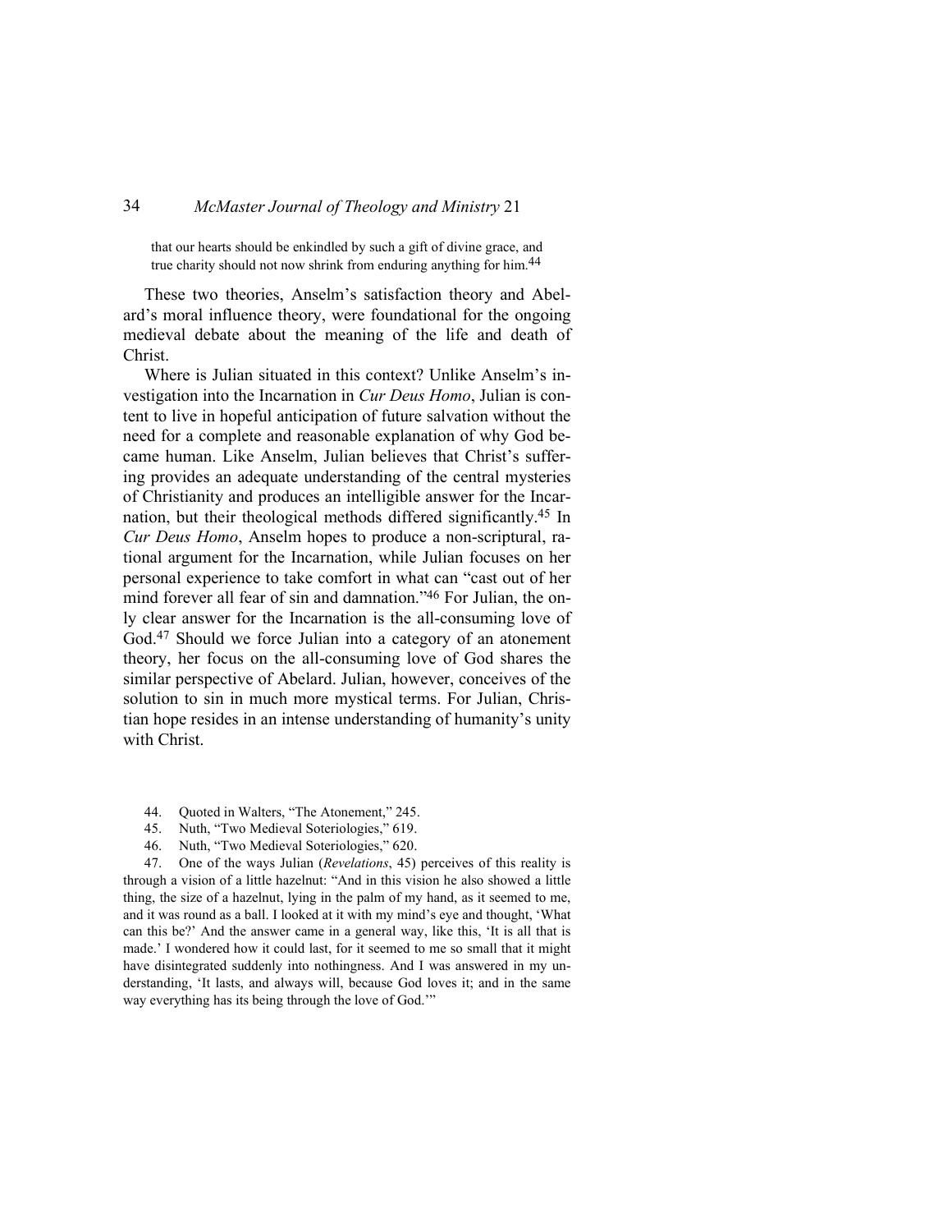> that our hearts should be enkindled by such a gift of divine grace, and true charity should not now shrink from enduring anything for him.[44]

These two theories, Anselm's satisfaction theory and Abelard's moral influence theory, were foundational for the ongoing medieval debate about the meaning of the life and death of Christ.

Where is Julian situated in this context? Unlike Anselm's investigation into the Incarnation in *Cur Deus Homo*, Julian is content to live in hopeful anticipation of future salvation without the need for a complete and reasonable explanation of why God became human. Like Anselm, Julian believes that Christ's suffering provides an adequate understanding of the central mysteries of Christianity and produces an intelligible answer for the Incarnation, but their theological methods differed significantly.[45] In *Cur Deus Homo*, Anselm hopes to produce a non-scriptural, rational argument for the Incarnation, while Julian focuses on her personal experience to take comfort in what can "cast out of her mind forever all fear of sin and damnation."[46] For Julian, the only clear answer for the Incarnation is the all-consuming love of God.[47] Should we force Julian into a category of an atonement theory, her focus on the all-consuming love of God shares the similar perspective of Abelard. Julian, however, conceives of the solution to sin in much more mystical terms. For Julian, Christian hope resides in an intense understanding of humanity's unity with Christ.

44. Quoted in Walters, "The Atonement," 245.
45. Nuth, "Two Medieval Soteriologies," 619.
46. Nuth, "Two Medieval Soteriologies," 620.
47. One of the ways Julian (*Revelations*, 45) perceives of this reality is through a vision of a little hazelnut: "And in this vision he also showed a little thing, the size of a hazelnut, lying in the palm of my hand, as it seemed to me, and it was round as a ball. I looked at it with my mind's eye and thought, 'What can this be?' And the answer came in a general way, like this, 'It is all that is made.' I wondered how it could last, for it seemed to me so small that it might have disintegrated suddenly into nothingness. And I was answered in my understanding, 'It lasts, and always will, because God loves it; and in the same way everything has its being through the love of God.'"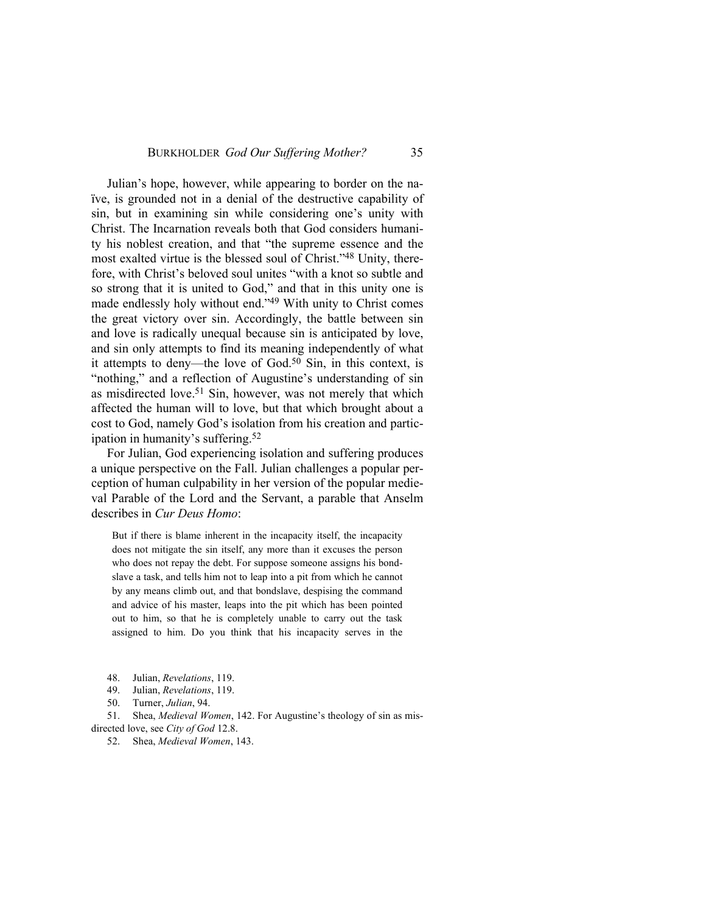Julian's hope, however, while appearing to border on the naïve, is grounded not in a denial of the destructive capability of sin, but in examining sin while considering one's unity with Christ. The Incarnation reveals both that God considers humanity his noblest creation, and that "the supreme essence and the most exalted virtue is the blessed soul of Christ."[48] Unity, therefore, with Christ's beloved soul unites "with a knot so subtle and so strong that it is united to God," and that in this unity one is made endlessly holy without end."[49] With unity to Christ comes the great victory over sin. Accordingly, the battle between sin and love is radically unequal because sin is anticipated by love, and sin only attempts to find its meaning independently of what it attempts to deny—the love of God.[50] Sin, in this context, is "nothing," and a reflection of Augustine's understanding of sin as misdirected love.[51] Sin, however, was not merely that which affected the human will to love, but that which brought about a cost to God, namely God's isolation from his creation and participation in humanity's suffering.[52]

For Julian, God experiencing isolation and suffering produces a unique perspective on the Fall. Julian challenges a popular perception of human culpability in her version of the popular medieval Parable of the Lord and the Servant, a parable that Anselm describes in *Cur Deus Homo*:

> But if there is blame inherent in the incapacity itself, the incapacity does not mitigate the sin itself, any more than it excuses the person who does not repay the debt. For suppose someone assigns his bondslave a task, and tells him not to leap into a pit from which he cannot by any means climb out, and that bondslave, despising the command and advice of his master, leaps into the pit which has been pointed out to him, so that he is completely unable to carry out the task assigned to him. Do you think that his incapacity serves in the

48. Julian, *Revelations*, 119.

49. Julian, *Revelations*, 119.

50. Turner, *Julian*, 94.

51. Shea, *Medieval Women*, 142. For Augustine's theology of sin as misdirected love, see *City of God* 12.8.

52. Shea, *Medieval Women*, 143.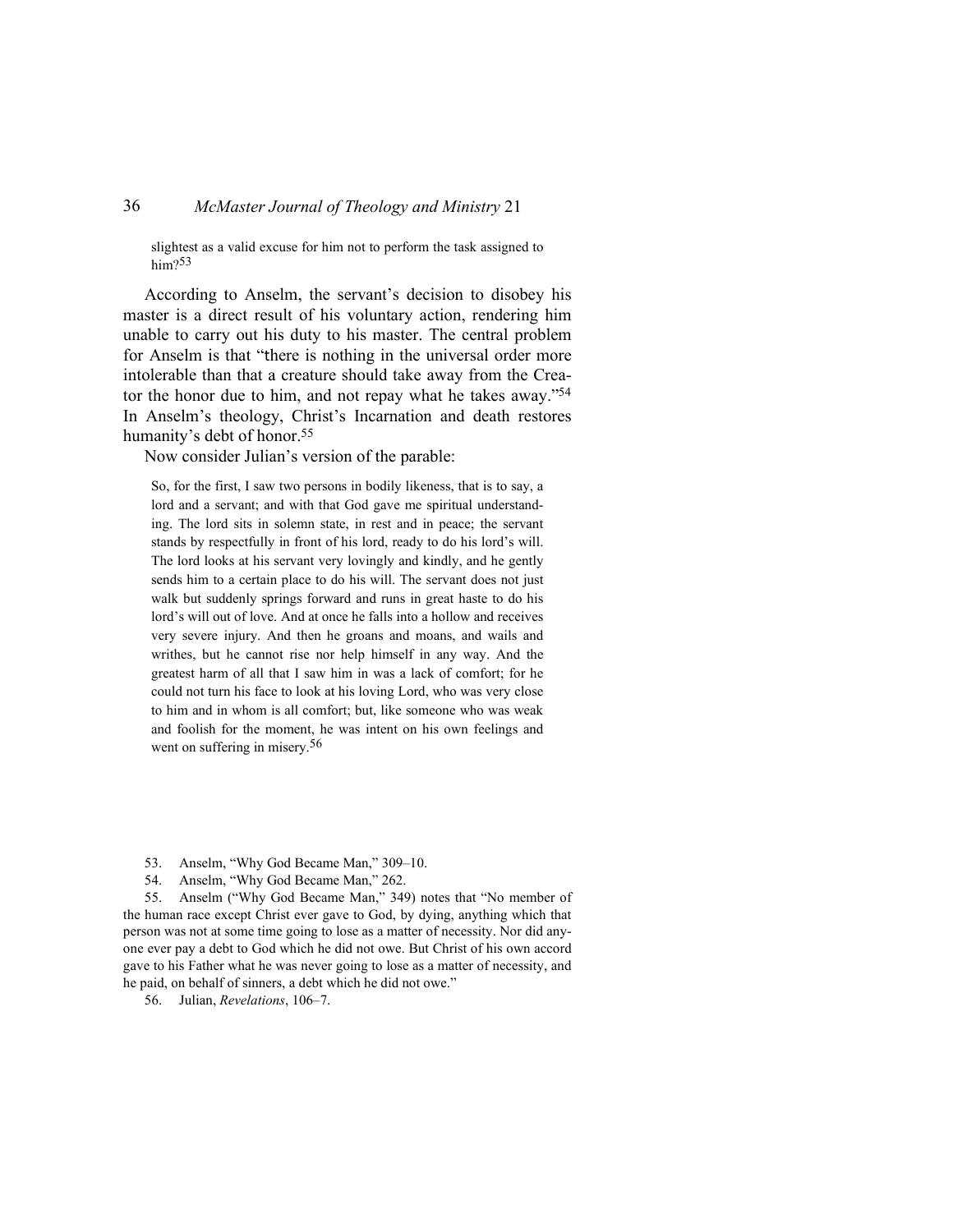> slightest as a valid excuse for him not to perform the task assigned to him?[53]

According to Anselm, the servant's decision to disobey his master is a direct result of his voluntary action, rendering him unable to carry out his duty to his master. The central problem for Anselm is that "there is nothing in the universal order more intolerable than that a creature should take away from the Creator the honor due to him, and not repay what he takes away."[54] In Anselm's theology, Christ's Incarnation and death restores humanity's debt of honor.[55]

Now consider Julian's version of the parable:

> So, for the first, I saw two persons in bodily likeness, that is to say, a lord and a servant; and with that God gave me spiritual understanding. The lord sits in solemn state, in rest and in peace; the servant stands by respectfully in front of his lord, ready to do his lord's will. The lord looks at his servant very lovingly and kindly, and he gently sends him to a certain place to do his will. The servant does not just walk but suddenly springs forward and runs in great haste to do his lord's will out of love. And at once he falls into a hollow and receives very severe injury. And then he groans and moans, and wails and writhes, but he cannot rise nor help himself in any way. And the greatest harm of all that I saw him in was a lack of comfort; for he could not turn his face to look at his loving Lord, who was very close to him and in whom is all comfort; but, like someone who was weak and foolish for the moment, he was intent on his own feelings and went on suffering in misery.[56]

53. Anselm, "Why God Became Man," 309–10.

54. Anselm, "Why God Became Man," 262.

55. Anselm ("Why God Became Man," 349) notes that "No member of the human race except Christ ever gave to God, by dying, anything which that person was not at some time going to lose as a matter of necessity. Nor did anyone ever pay a debt to God which he did not owe. But Christ of his own accord gave to his Father what he was never going to lose as a matter of necessity, and he paid, on behalf of sinners, a debt which he did not owe."

56. Julian, *Revelations*, 106–7.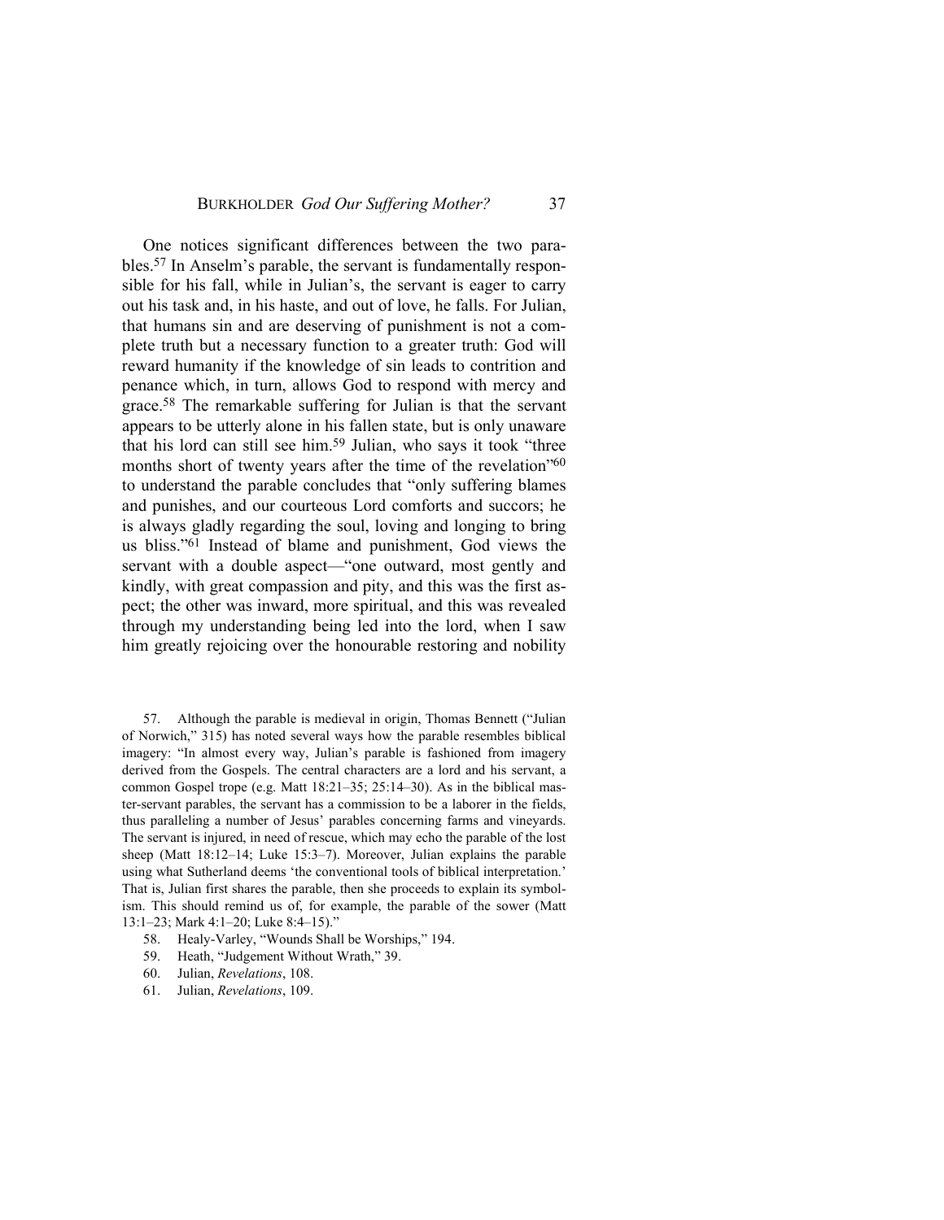One notices significant differences between the two parables.[57] In Anselm's parable, the servant is fundamentally responsible for his fall, while in Julian's, the servant is eager to carry out his task and, in his haste, and out of love, he falls. For Julian, that humans sin and are deserving of punishment is not a complete truth but a necessary function to a greater truth: God will reward humanity if the knowledge of sin leads to contrition and penance which, in turn, allows God to respond with mercy and grace.[58] The remarkable suffering for Julian is that the servant appears to be utterly alone in his fallen state, but is only unaware that his lord can still see him.[59] Julian, who says it took "three months short of twenty years after the time of the revelation"[60] to understand the parable concludes that "only suffering blames and punishes, and our courteous Lord comforts and succors; he is always gladly regarding the soul, loving and longing to bring us bliss."[61] Instead of blame and punishment, God views the servant with a double aspect—"one outward, most gently and kindly, with great compassion and pity, and this was the first aspect; the other was inward, more spiritual, and this was revealed through my understanding being led into the lord, when I saw him greatly rejoicing over the honourable restoring and nobility

57. Although the parable is medieval in origin, Thomas Bennett ("Julian of Norwich," 315) has noted several ways how the parable resembles biblical imagery: "In almost every way, Julian's parable is fashioned from imagery derived from the Gospels. The central characters are a lord and his servant, a common Gospel trope (e.g. Matt 18:21–35; 25:14–30). As in the biblical master-servant parables, the servant has a commission to be a laborer in the fields, thus paralleling a number of Jesus' parables concerning farms and vineyards. The servant is injured, in need of rescue, which may echo the parable of the lost sheep (Matt 18:12–14; Luke 15:3–7). Moreover, Julian explains the parable using what Sutherland deems 'the conventional tools of biblical interpretation.' That is, Julian first shares the parable, then she proceeds to explain its symbolism. This should remind us of, for example, the parable of the sower (Matt 13:1–23; Mark 4:1–20; Luke 8:4–15)."

58. Healy-Varley, "Wounds Shall be Worships," 194.

59. Heath, "Judgement Without Wrath," 39.

60. Julian, *Revelations*, 108.

61. Julian, *Revelations*, 109.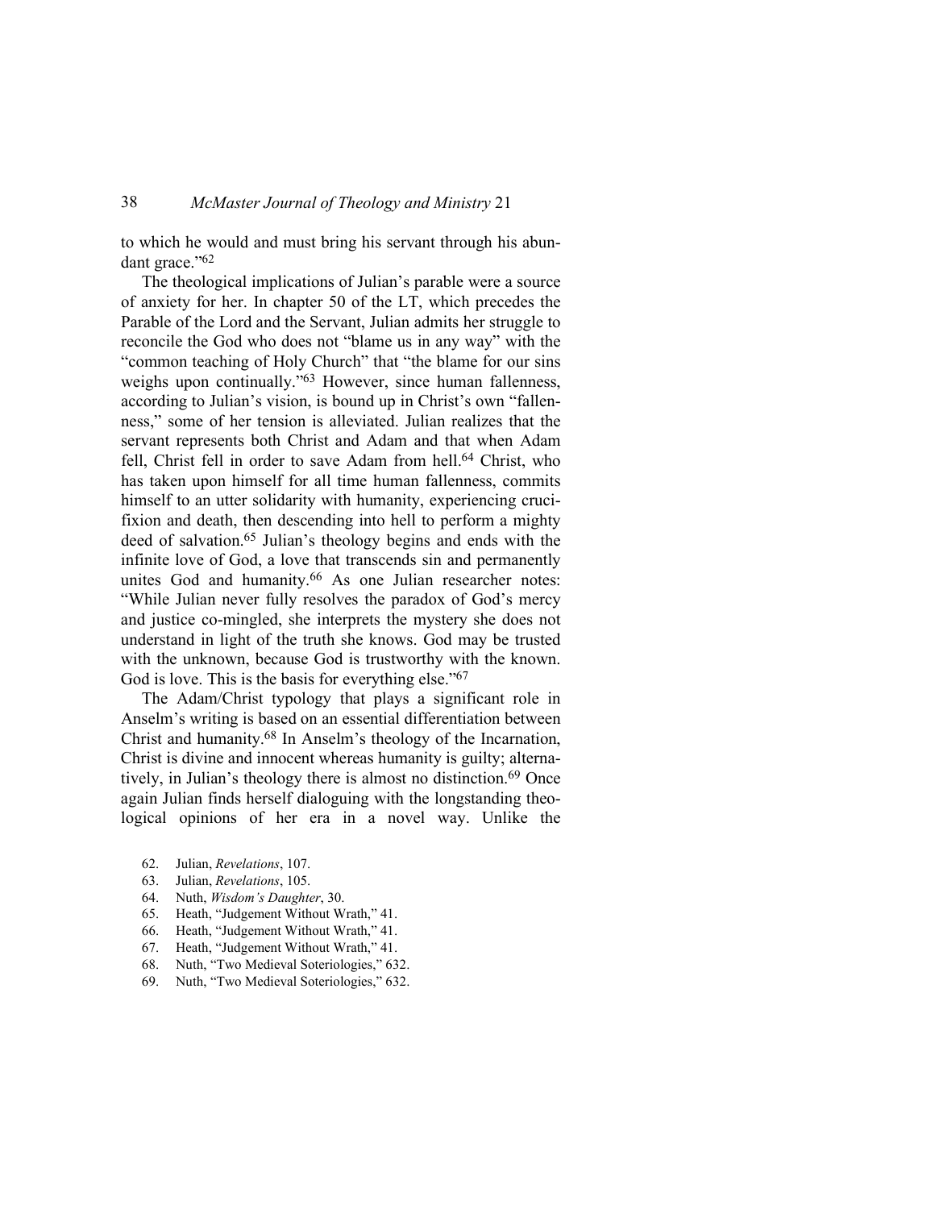to which he would and must bring his servant through his abundant grace."[62]

The theological implications of Julian's parable were a source of anxiety for her. In chapter 50 of the LT, which precedes the Parable of the Lord and the Servant, Julian admits her struggle to reconcile the God who does not "blame us in any way" with the "common teaching of Holy Church" that "the blame for our sins weighs upon continually."[63] However, since human fallenness, according to Julian's vision, is bound up in Christ's own "fallenness," some of her tension is alleviated. Julian realizes that the servant represents both Christ and Adam and that when Adam fell, Christ fell in order to save Adam from hell.[64] Christ, who has taken upon himself for all time human fallenness, commits himself to an utter solidarity with humanity, experiencing crucifixion and death, then descending into hell to perform a mighty deed of salvation.[65] Julian's theology begins and ends with the infinite love of God, a love that transcends sin and permanently unites God and humanity.[66] As one Julian researcher notes: "While Julian never fully resolves the paradox of God's mercy and justice co-mingled, she interprets the mystery she does not understand in light of the truth she knows. God may be trusted with the unknown, because God is trustworthy with the known. God is love. This is the basis for everything else."[67]

The Adam/Christ typology that plays a significant role in Anselm's writing is based on an essential differentiation between Christ and humanity.[68] In Anselm's theology of the Incarnation, Christ is divine and innocent whereas humanity is guilty; alternatively, in Julian's theology there is almost no distinction.[69] Once again Julian finds herself dialoguing with the longstanding theological opinions of her era in a novel way. Unlike the

62. Julian, *Revelations*, 107.
63. Julian, *Revelations*, 105.
64. Nuth, *Wisdom's Daughter*, 30.
65. Heath, "Judgement Without Wrath," 41.
66. Heath, "Judgement Without Wrath," 41.
67. Heath, "Judgement Without Wrath," 41.
68. Nuth, "Two Medieval Soteriologies," 632.
69. Nuth, "Two Medieval Soteriologies," 632.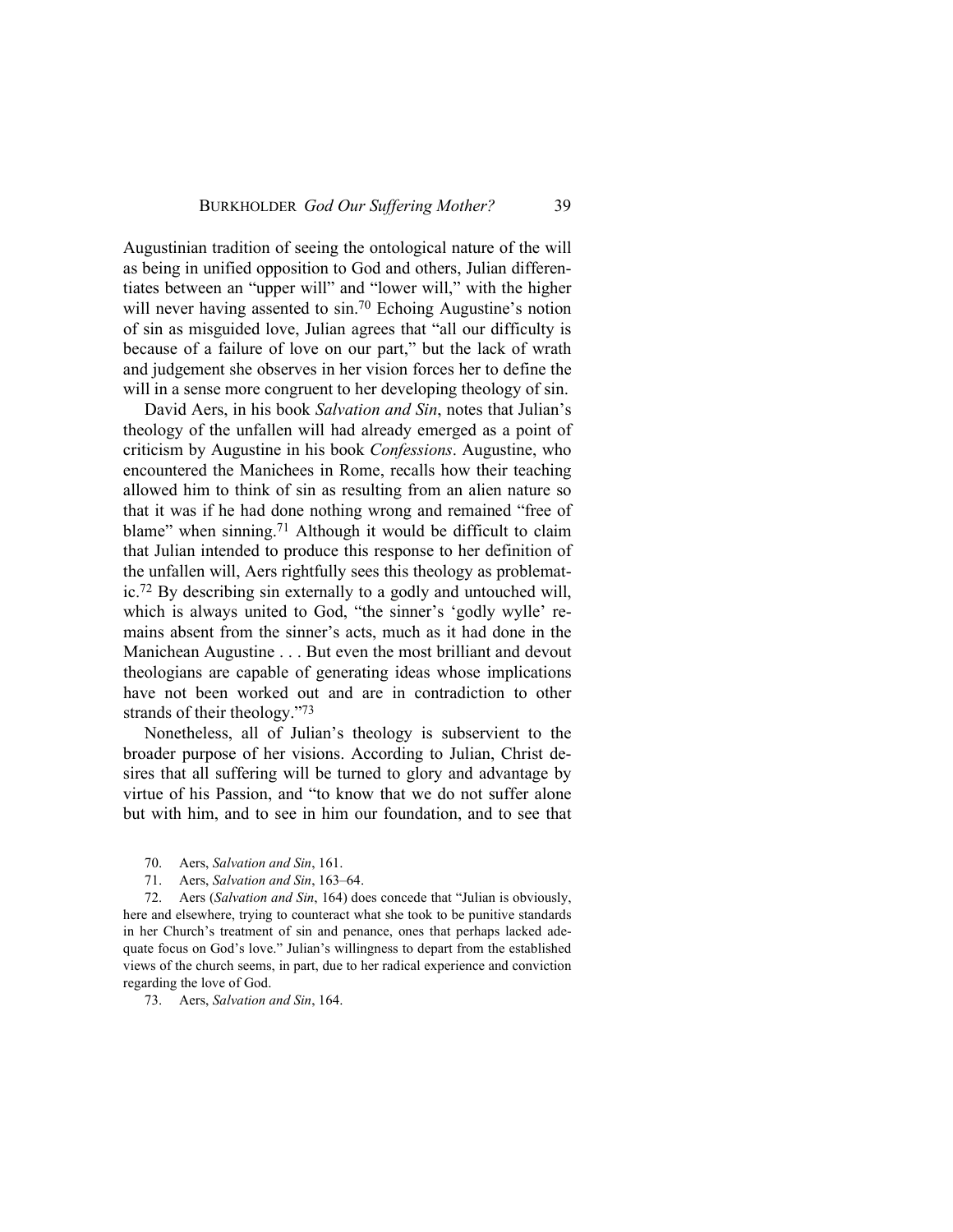Augustinian tradition of seeing the ontological nature of the will as being in unified opposition to God and others, Julian differentiates between an "upper will" and "lower will," with the higher will never having assented to sin.[70] Echoing Augustine's notion of sin as misguided love, Julian agrees that "all our difficulty is because of a failure of love on our part," but the lack of wrath and judgement she observes in her vision forces her to define the will in a sense more congruent to her developing theology of sin.

David Aers, in his book *Salvation and Sin*, notes that Julian's theology of the unfallen will had already emerged as a point of criticism by Augustine in his book *Confessions*. Augustine, who encountered the Manichees in Rome, recalls how their teaching allowed him to think of sin as resulting from an alien nature so that it was if he had done nothing wrong and remained "free of blame" when sinning.[71] Although it would be difficult to claim that Julian intended to produce this response to her definition of the unfallen will, Aers rightfully sees this theology as problematic.[72] By describing sin externally to a godly and untouched will, which is always united to God, "the sinner's 'godly wylle' remains absent from the sinner's acts, much as it had done in the Manichean Augustine . . . But even the most brilliant and devout theologians are capable of generating ideas whose implications have not been worked out and are in contradiction to other strands of their theology."[73]

Nonetheless, all of Julian's theology is subservient to the broader purpose of her visions. According to Julian, Christ desires that all suffering will be turned to glory and advantage by virtue of his Passion, and "to know that we do not suffer alone but with him, and to see in him our foundation, and to see that

70. Aers, *Salvation and Sin*, 161.

71. Aers, *Salvation and Sin*, 163–64.

72. Aers (*Salvation and Sin*, 164) does concede that "Julian is obviously, here and elsewhere, trying to counteract what she took to be punitive standards in her Church's treatment of sin and penance, ones that perhaps lacked adequate focus on God's love." Julian's willingness to depart from the established views of the church seems, in part, due to her radical experience and conviction regarding the love of God.

73. Aers, *Salvation and Sin*, 164.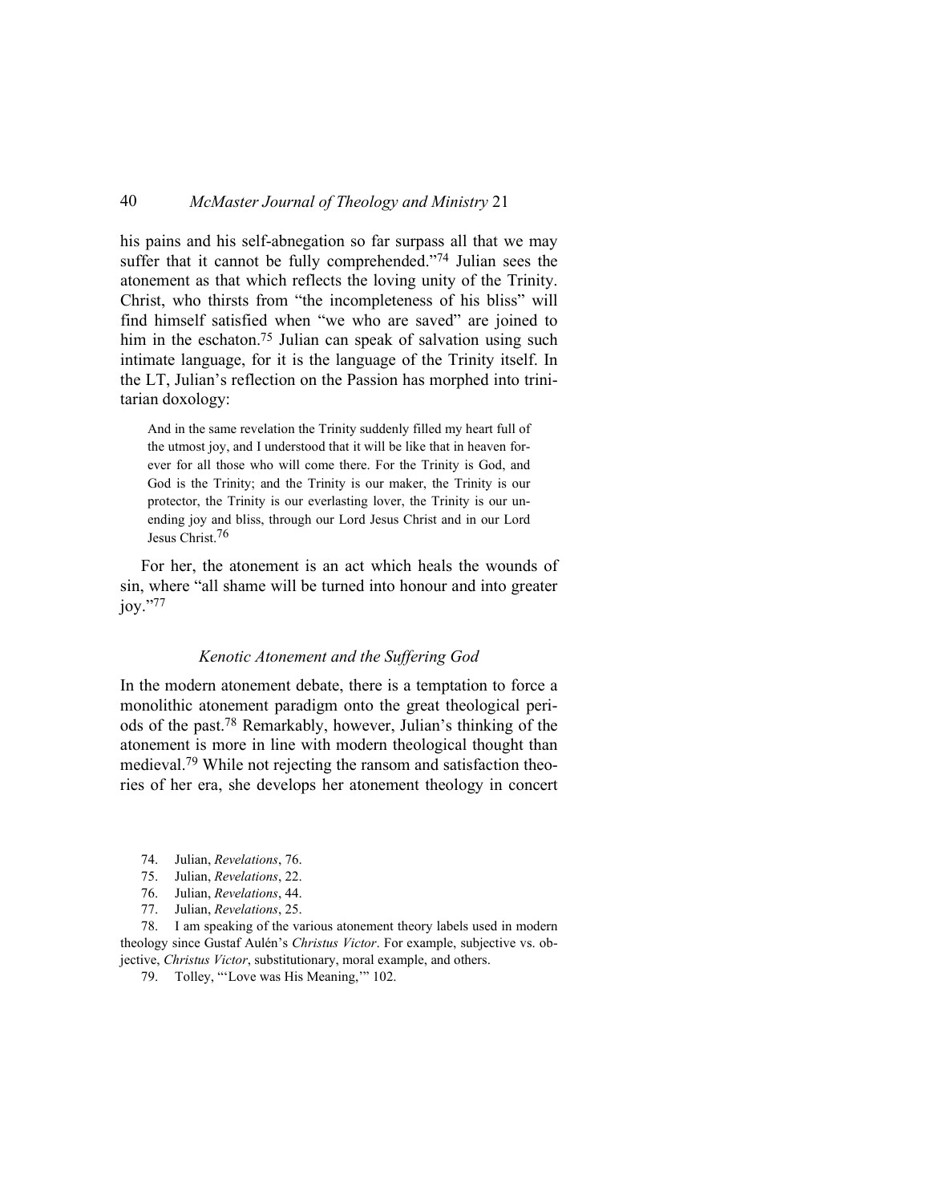his pains and his self-abnegation so far surpass all that we may suffer that it cannot be fully comprehended."[74] Julian sees the atonement as that which reflects the loving unity of the Trinity. Christ, who thirsts from "the incompleteness of his bliss" will find himself satisfied when "we who are saved" are joined to him in the eschaton.[75] Julian can speak of salvation using such intimate language, for it is the language of the Trinity itself. In the LT, Julian's reflection on the Passion has morphed into trinitarian doxology:

> And in the same revelation the Trinity suddenly filled my heart full of the utmost joy, and I understood that it will be like that in heaven forever for all those who will come there. For the Trinity is God, and God is the Trinity; and the Trinity is our maker, the Trinity is our protector, the Trinity is our everlasting lover, the Trinity is our unending joy and bliss, through our Lord Jesus Christ and in our Lord Jesus Christ.[76]

For her, the atonement is an act which heals the wounds of sin, where "all shame will be turned into honour and into greater joy."[77]

### *Kenotic Atonement and the Suffering God*

In the modern atonement debate, there is a temptation to force a monolithic atonement paradigm onto the great theological periods of the past.[78] Remarkably, however, Julian's thinking of the atonement is more in line with modern theological thought than medieval.[79] While not rejecting the ransom and satisfaction theories of her era, she develops her atonement theology in concert

74. Julian, *Revelations*, 76.
75. Julian, *Revelations*, 22.
76. Julian, *Revelations*, 44.
77. Julian, *Revelations*, 25.
78. I am speaking of the various atonement theory labels used in modern theology since Gustaf Aulén's *Christus Victor*. For example, subjective vs. objective, *Christus Victor*, substitutionary, moral example, and others.
79. Tolley, "'Love was His Meaning,'" 102.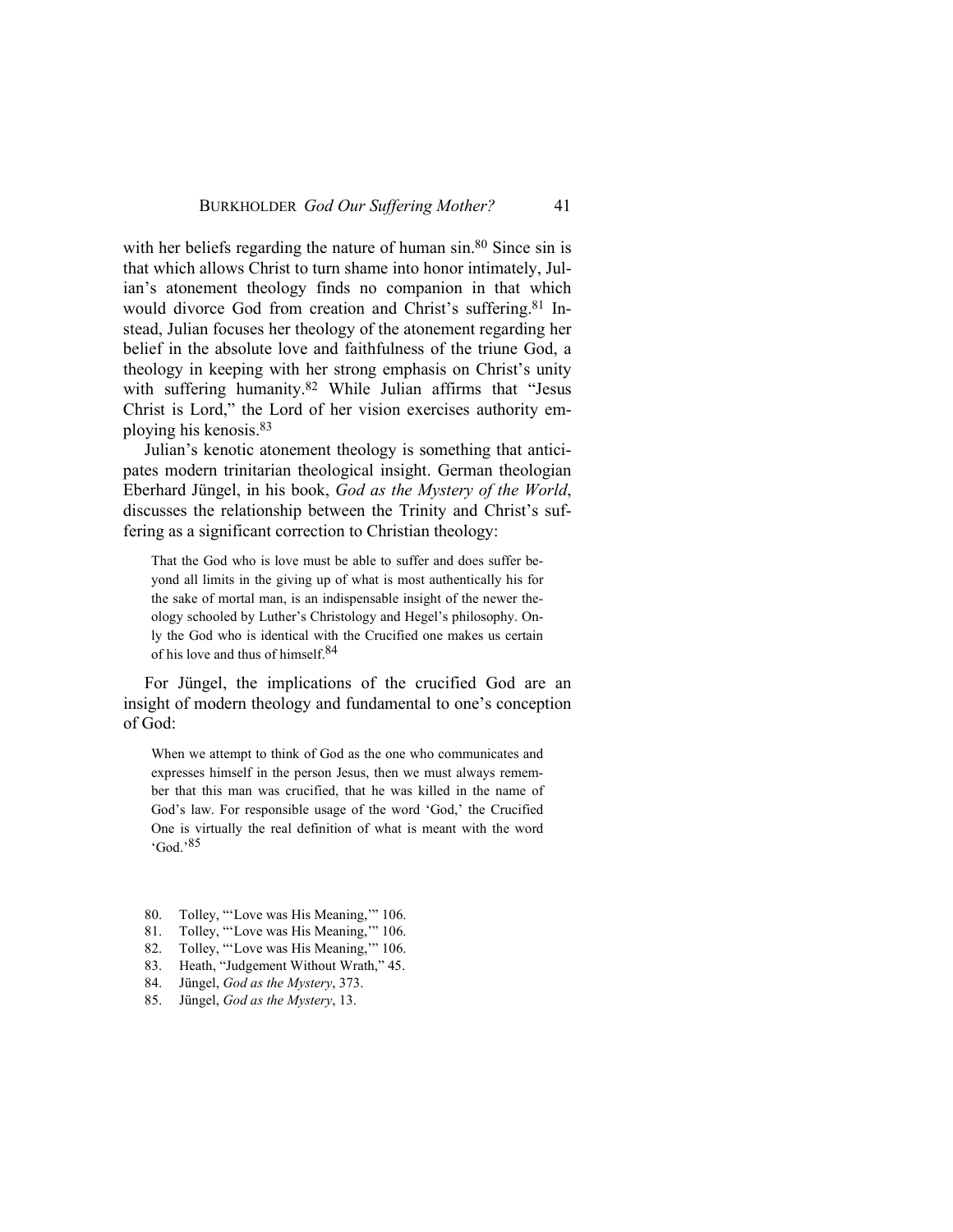with her beliefs regarding the nature of human sin.[80] Since sin is that which allows Christ to turn shame into honor intimately, Julian's atonement theology finds no companion in that which would divorce God from creation and Christ's suffering.[81] Instead, Julian focuses her theology of the atonement regarding her belief in the absolute love and faithfulness of the triune God, a theology in keeping with her strong emphasis on Christ's unity with suffering humanity.[82] While Julian affirms that "Jesus Christ is Lord," the Lord of her vision exercises authority employing his kenosis.[83]

Julian's kenotic atonement theology is something that anticipates modern trinitarian theological insight. German theologian Eberhard Jüngel, in his book, *God as the Mystery of the World*, discusses the relationship between the Trinity and Christ's suffering as a significant correction to Christian theology:

> That the God who is love must be able to suffer and does suffer beyond all limits in the giving up of what is most authentically his for the sake of mortal man, is an indispensable insight of the newer theology schooled by Luther's Christology and Hegel's philosophy. Only the God who is identical with the Crucified one makes us certain of his love and thus of himself.[84]

For Jüngel, the implications of the crucified God are an insight of modern theology and fundamental to one's conception of God:

> When we attempt to think of God as the one who communicates and expresses himself in the person Jesus, then we must always remember that this man was crucified, that he was killed in the name of God's law. For responsible usage of the word 'God,' the Crucified One is virtually the real definition of what is meant with the word 'God.'[85]

80. Tolley, "'Love was His Meaning,'" 106.
81. Tolley, "'Love was His Meaning,'" 106.
82. Tolley, "'Love was His Meaning,'" 106.
83. Heath, "Judgement Without Wrath," 45.
84. Jüngel, *God as the Mystery*, 373.
85. Jüngel, *God as the Mystery*, 13.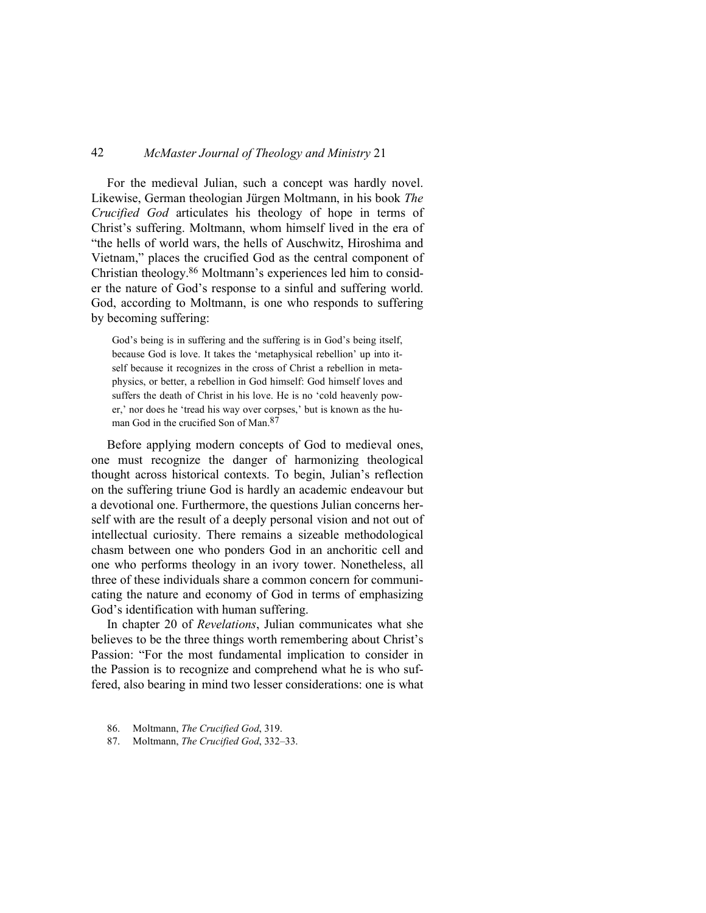For the medieval Julian, such a concept was hardly novel. Likewise, German theologian Jürgen Moltmann, in his book *The Crucified God* articulates his theology of hope in terms of Christ's suffering. Moltmann, whom himself lived in the era of "the hells of world wars, the hells of Auschwitz, Hiroshima and Vietnam," places the crucified God as the central component of Christian theology.[86] Moltmann's experiences led him to consider the nature of God's response to a sinful and suffering world. God, according to Moltmann, is one who responds to suffering by becoming suffering:

> God's being is in suffering and the suffering is in God's being itself, because God is love. It takes the 'metaphysical rebellion' up into itself because it recognizes in the cross of Christ a rebellion in metaphysics, or better, a rebellion in God himself: God himself loves and suffers the death of Christ in his love. He is no 'cold heavenly power,' nor does he 'tread his way over corpses,' but is known as the human God in the crucified Son of Man.[87]

Before applying modern concepts of God to medieval ones, one must recognize the danger of harmonizing theological thought across historical contexts. To begin, Julian's reflection on the suffering triune God is hardly an academic endeavour but a devotional one. Furthermore, the questions Julian concerns herself with are the result of a deeply personal vision and not out of intellectual curiosity. There remains a sizeable methodological chasm between one who ponders God in an anchoritic cell and one who performs theology in an ivory tower. Nonetheless, all three of these individuals share a common concern for communicating the nature and economy of God in terms of emphasizing God's identification with human suffering.

In chapter 20 of *Revelations*, Julian communicates what she believes to be the three things worth remembering about Christ's Passion: "For the most fundamental implication to consider in the Passion is to recognize and comprehend what he is who suffered, also bearing in mind two lesser considerations: one is what

86. Moltmann, *The Crucified God*, 319.

87. Moltmann, *The Crucified God*, 332–33.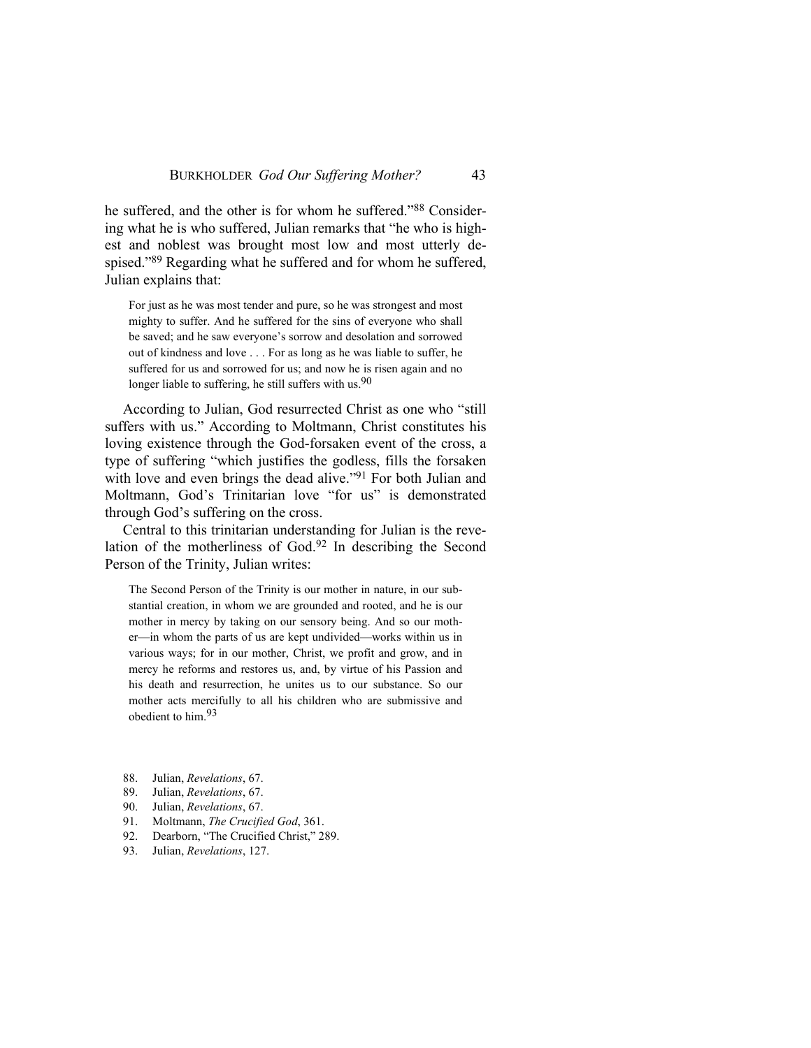he suffered, and the other is for whom he suffered."[88] Considering what he is who suffered, Julian remarks that "he who is highest and noblest was brought most low and most utterly despised."[89] Regarding what he suffered and for whom he suffered, Julian explains that:

> For just as he was most tender and pure, so he was strongest and most mighty to suffer. And he suffered for the sins of everyone who shall be saved; and he saw everyone's sorrow and desolation and sorrowed out of kindness and love . . . For as long as he was liable to suffer, he suffered for us and sorrowed for us; and now he is risen again and no longer liable to suffering, he still suffers with us.[90]

According to Julian, God resurrected Christ as one who "still suffers with us." According to Moltmann, Christ constitutes his loving existence through the God-forsaken event of the cross, a type of suffering "which justifies the godless, fills the forsaken with love and even brings the dead alive."[91] For both Julian and Moltmann, God's Trinitarian love "for us" is demonstrated through God's suffering on the cross.

Central to this trinitarian understanding for Julian is the revelation of the motherliness of God.[92] In describing the Second Person of the Trinity, Julian writes:

> The Second Person of the Trinity is our mother in nature, in our substantial creation, in whom we are grounded and rooted, and he is our mother in mercy by taking on our sensory being. And so our mother—in whom the parts of us are kept undivided—works within us in various ways; for in our mother, Christ, we profit and grow, and in mercy he reforms and restores us, and, by virtue of his Passion and his death and resurrection, he unites us to our substance. So our mother acts mercifully to all his children who are submissive and obedient to him.[93]

88. Julian, *Revelations*, 67.
89. Julian, *Revelations*, 67.
90. Julian, *Revelations*, 67.
91. Moltmann, *The Crucified God*, 361.
92. Dearborn, "The Crucified Christ," 289.
93. Julian, *Revelations*, 127.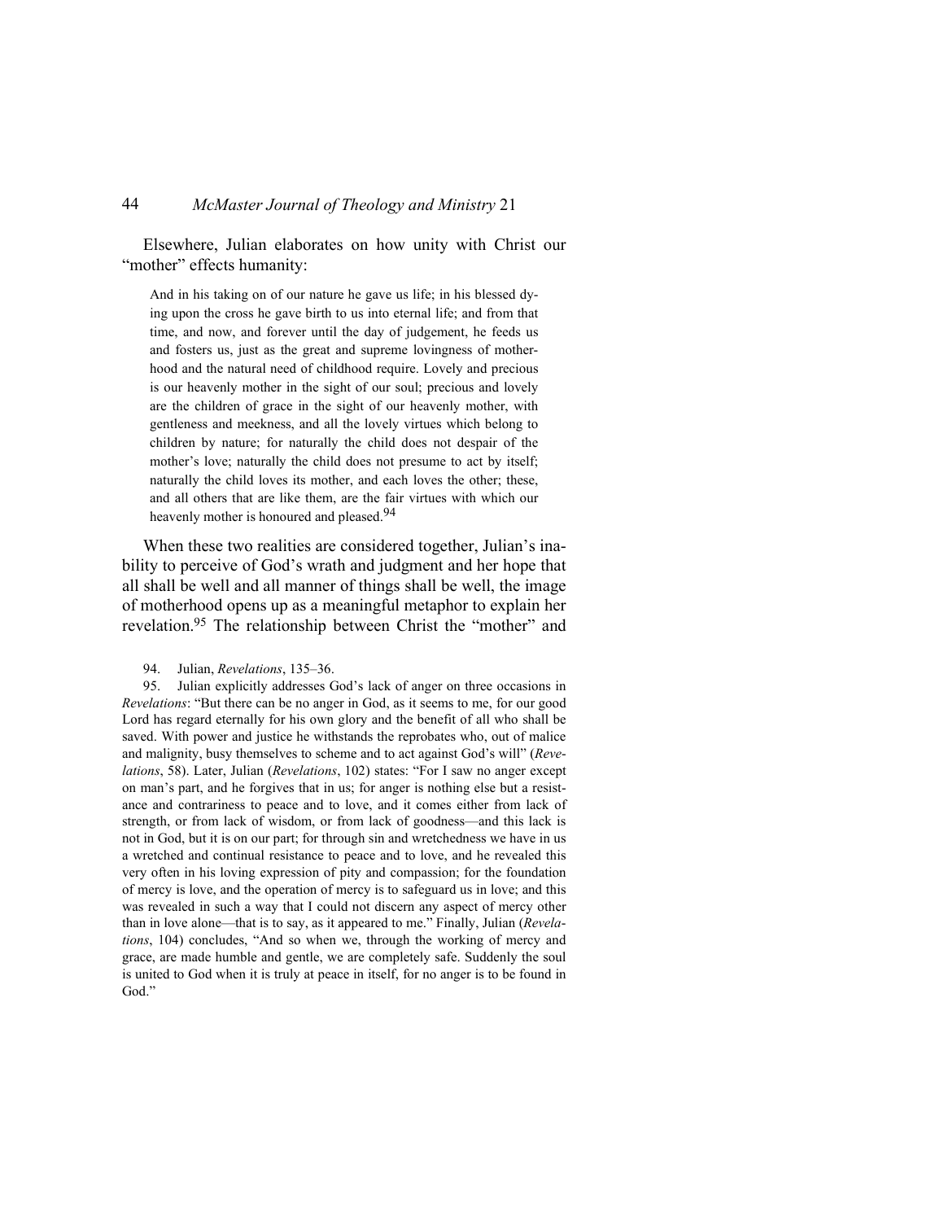Elsewhere, Julian elaborates on how unity with Christ our "mother" effects humanity:

> And in his taking on of our nature he gave us life; in his blessed dying upon the cross he gave birth to us into eternal life; and from that time, and now, and forever until the day of judgement, he feeds us and fosters us, just as the great and supreme lovingness of motherhood and the natural need of childhood require. Lovely and precious is our heavenly mother in the sight of our soul; precious and lovely are the children of grace in the sight of our heavenly mother, with gentleness and meekness, and all the lovely virtues which belong to children by nature; for naturally the child does not despair of the mother's love; naturally the child does not presume to act by itself; naturally the child loves its mother, and each loves the other; these, and all others that are like them, are the fair virtues with which our heavenly mother is honoured and pleased.[94]

When these two realities are considered together, Julian's inability to perceive of God's wrath and judgment and her hope that all shall be well and all manner of things shall be well, the image of motherhood opens up as a meaningful metaphor to explain her revelation.[95] The relationship between Christ the "mother" and

94. Julian, *Revelations*, 135–36.

95. Julian explicitly addresses God's lack of anger on three occasions in *Revelations*: "But there can be no anger in God, as it seems to me, for our good Lord has regard eternally for his own glory and the benefit of all who shall be saved. With power and justice he withstands the reprobates who, out of malice and malignity, busy themselves to scheme and to act against God's will" (*Revelations*, 58). Later, Julian (*Revelations*, 102) states: "For I saw no anger except on man's part, and he forgives that in us; for anger is nothing else but a resistance and contrariness to peace and to love, and it comes either from lack of strength, or from lack of wisdom, or from lack of goodness—and this lack is not in God, but it is on our part; for through sin and wretchedness we have in us a wretched and continual resistance to peace and to love, and he revealed this very often in his loving expression of pity and compassion; for the foundation of mercy is love, and the operation of mercy is to safeguard us in love; and this was revealed in such a way that I could not discern any aspect of mercy other than in love alone—that is to say, as it appeared to me." Finally, Julian (*Revelations*, 104) concludes, "And so when we, through the working of mercy and grace, are made humble and gentle, we are completely safe. Suddenly the soul is united to God when it is truly at peace in itself, for no anger is to be found in God."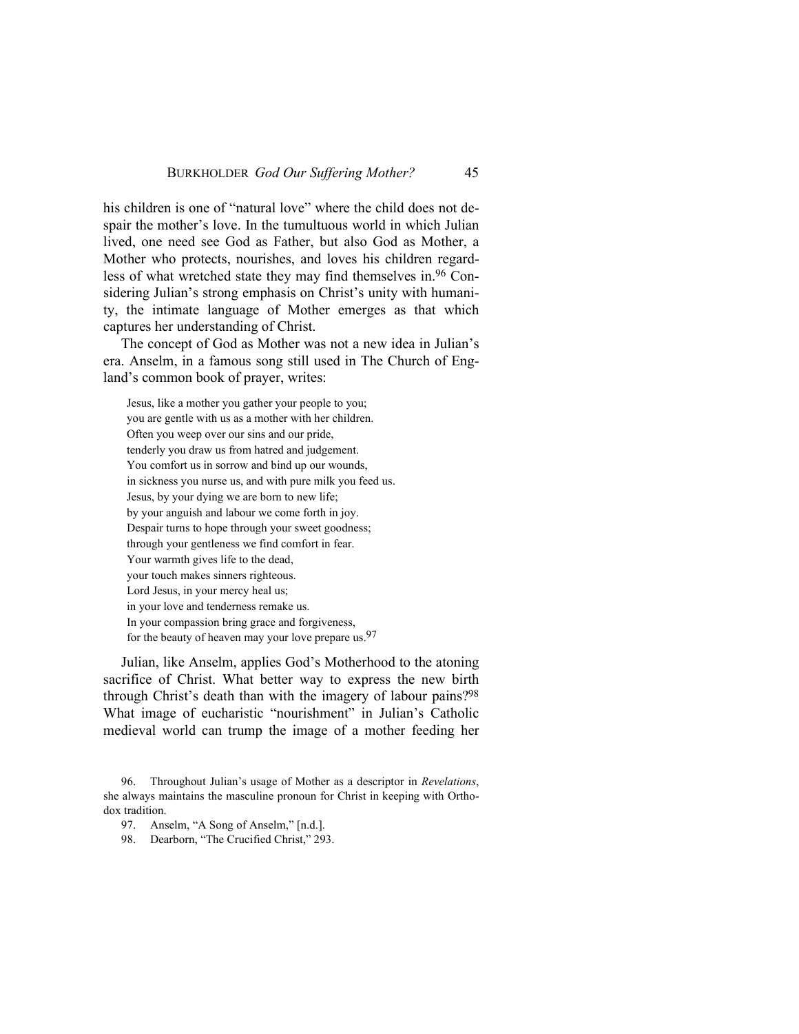his children is one of "natural love" where the child does not despair the mother's love. In the tumultuous world in which Julian lived, one need see God as Father, but also God as Mother, a Mother who protects, nourishes, and loves his children regardless of what wretched state they may find themselves in.[96] Considering Julian's strong emphasis on Christ's unity with humanity, the intimate language of Mother emerges as that which captures her understanding of Christ.

The concept of God as Mother was not a new idea in Julian's era. Anselm, in a famous song still used in The Church of England's common book of prayer, writes:

> Jesus, like a mother you gather your people to you;
> you are gentle with us as a mother with her children.
> Often you weep over our sins and our pride,
> tenderly you draw us from hatred and judgement.
> You comfort us in sorrow and bind up our wounds,
> in sickness you nurse us, and with pure milk you feed us.
> Jesus, by your dying we are born to new life;
> by your anguish and labour we come forth in joy.
> Despair turns to hope through your sweet goodness;
> through your gentleness we find comfort in fear.
> Your warmth gives life to the dead,
> your touch makes sinners righteous.
> Lord Jesus, in your mercy heal us;
> in your love and tenderness remake us.
> In your compassion bring grace and forgiveness,
> for the beauty of heaven may your love prepare us.[97]

Julian, like Anselm, applies God's Motherhood to the atoning sacrifice of Christ. What better way to express the new birth through Christ's death than with the imagery of labour pains?[98] What image of eucharistic "nourishment" in Julian's Catholic medieval world can trump the image of a mother feeding her

96. Throughout Julian's usage of Mother as a descriptor in *Revelations*, she always maintains the masculine pronoun for Christ in keeping with Orthodox tradition.

97. Anselm, "A Song of Anselm," [n.d.].

98. Dearborn, "The Crucified Christ," 293.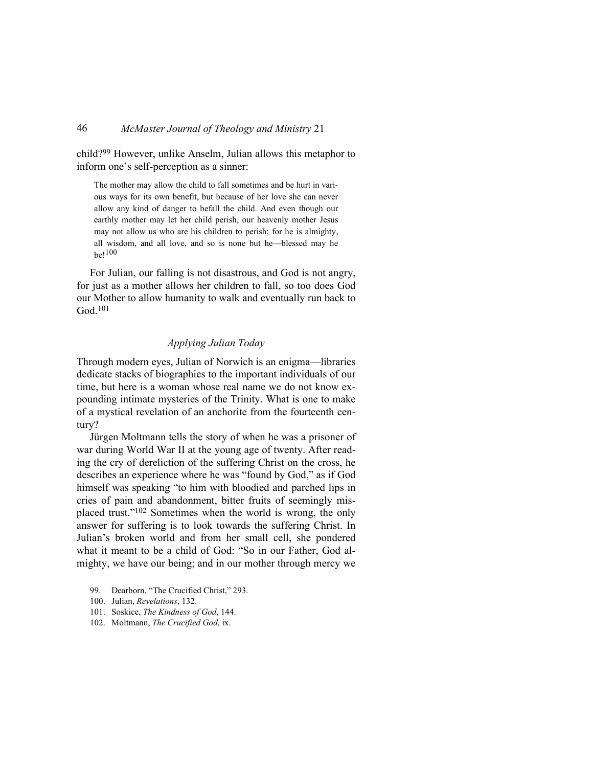child?[99] However, unlike Anselm, Julian allows this metaphor to inform one's self-perception as a sinner:

> The mother may allow the child to fall sometimes and be hurt in various ways for its own benefit, but because of her love she can never allow any kind of danger to befall the child. And even though our earthly mother may let her child perish, our heavenly mother Jesus may not allow us who are his children to perish; for he is almighty, all wisdom, and all love, and so is none but he—blessed may he be![100]

For Julian, our falling is not disastrous, and God is not angry, for just as a mother allows her children to fall, so too does God our Mother to allow humanity to walk and eventually run back to God.[101]

### *Applying Julian Today*

Through modern eyes, Julian of Norwich is an enigma—libraries dedicate stacks of biographies to the important individuals of our time, but here is a woman whose real name we do not know expounding intimate mysteries of the Trinity. What is one to make of a mystical revelation of an anchorite from the fourteenth century?

Jürgen Moltmann tells the story of when he was a prisoner of war during World War II at the young age of twenty. After reading the cry of dereliction of the suffering Christ on the cross, he describes an experience where he was "found by God," as if God himself was speaking "to him with bloodied and parched lips in cries of pain and abandonment, bitter fruits of seemingly misplaced trust."[102] Sometimes when the world is wrong, the only answer for suffering is to look towards the suffering Christ. In Julian's broken world and from her small cell, she pondered what it meant to be a child of God: "So in our Father, God almighty, we have our being; and in our mother through mercy we

99. Dearborn, "The Crucified Christ," 293.

100. Julian, *Revelations*, 132.

101. Soskice, *The Kindness of God*, 144.

102. Moltmann, *The Crucified God*, ix.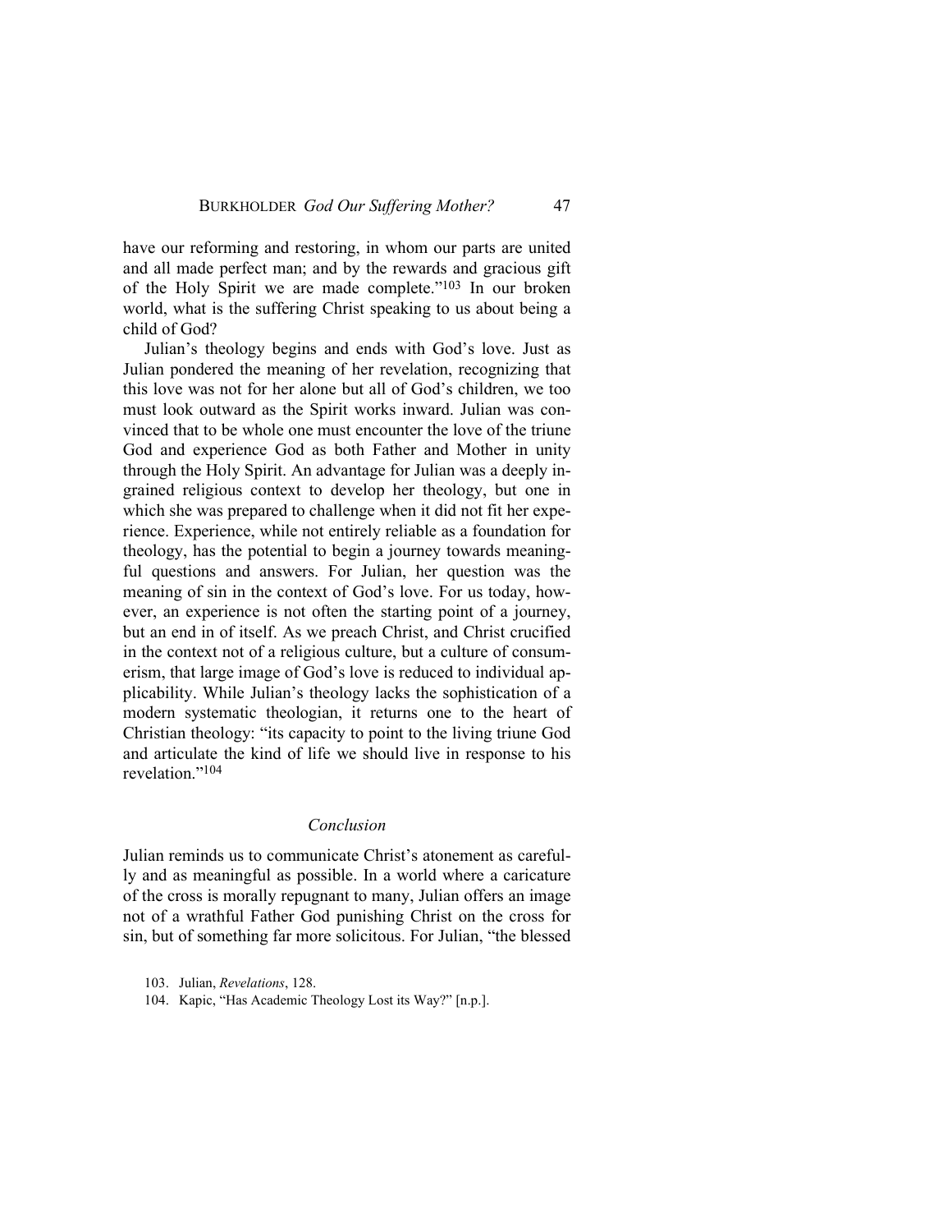have our reforming and restoring, in whom our parts are united and all made perfect man; and by the rewards and gracious gift of the Holy Spirit we are made complete."[103] In our broken world, what is the suffering Christ speaking to us about being a child of God?

Julian's theology begins and ends with God's love. Just as Julian pondered the meaning of her revelation, recognizing that this love was not for her alone but all of God's children, we too must look outward as the Spirit works inward. Julian was convinced that to be whole one must encounter the love of the triune God and experience God as both Father and Mother in unity through the Holy Spirit. An advantage for Julian was a deeply ingrained religious context to develop her theology, but one in which she was prepared to challenge when it did not fit her experience. Experience, while not entirely reliable as a foundation for theology, has the potential to begin a journey towards meaningful questions and answers. For Julian, her question was the meaning of sin in the context of God's love. For us today, however, an experience is not often the starting point of a journey, but an end in of itself. As we preach Christ, and Christ crucified in the context not of a religious culture, but a culture of consumerism, that large image of God's love is reduced to individual applicability. While Julian's theology lacks the sophistication of a modern systematic theologian, it returns one to the heart of Christian theology: "its capacity to point to the living triune God and articulate the kind of life we should live in response to his revelation."[104]

## *Conclusion*

Julian reminds us to communicate Christ's atonement as carefully and as meaningful as possible. In a world where a caricature of the cross is morally repugnant to many, Julian offers an image not of a wrathful Father God punishing Christ on the cross for sin, but of something far more solicitous. For Julian, "the blessed

103. Julian, *Revelations*, 128.

104. Kapic, "Has Academic Theology Lost its Way?" [n.p.].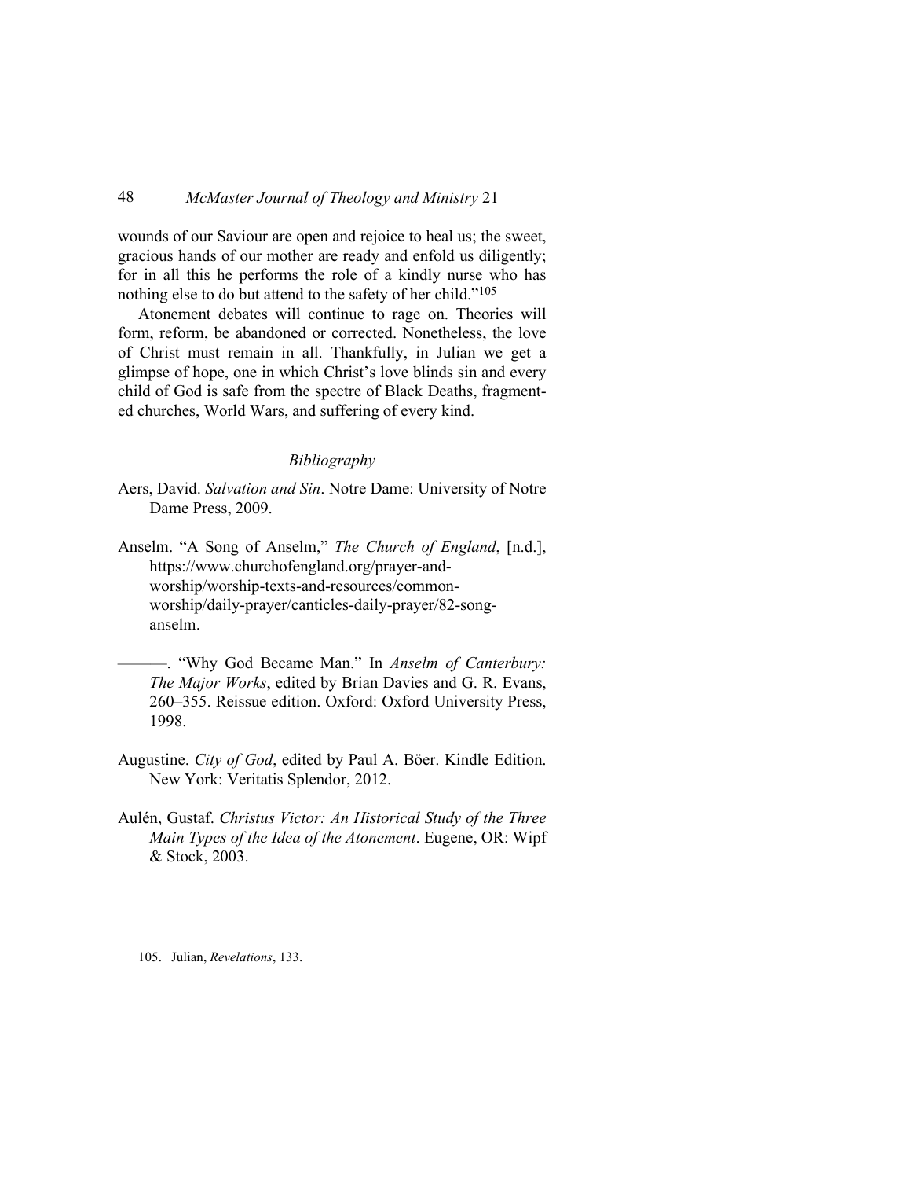wounds of our Saviour are open and rejoice to heal us; the sweet, gracious hands of our mother are ready and enfold us diligently; for in all this he performs the role of a kindly nurse who has nothing else to do but attend to the safety of her child."[105]

Atonement debates will continue to rage on. Theories will form, reform, be abandoned or corrected. Nonetheless, the love of Christ must remain in all. Thankfully, in Julian we get a glimpse of hope, one in which Christ's love blinds sin and every child of God is safe from the spectre of Black Deaths, fragmented churches, World Wars, and suffering of every kind.

## *Bibliography*

Aers, David. *Salvation and Sin*. Notre Dame: University of Notre Dame Press, 2009.

Anselm. "A Song of Anselm," *The Church of England*, [n.d.], https://www.churchofengland.org/prayer-and-worship/worship-texts-and-resources/common-worship/daily-prayer/canticles-daily-prayer/82-song-anselm.

———. "Why God Became Man." In *Anselm of Canterbury: The Major Works*, edited by Brian Davies and G. R. Evans, 260–355. Reissue edition. Oxford: Oxford University Press, 1998.

Augustine. *City of God*, edited by Paul A. Böer. Kindle Edition. New York: Veritatis Splendor, 2012.

Aulén, Gustaf. *Christus Victor: An Historical Study of the Three Main Types of the Idea of the Atonement*. Eugene, OR: Wipf & Stock, 2003.

105. Julian, *Revelations*, 133.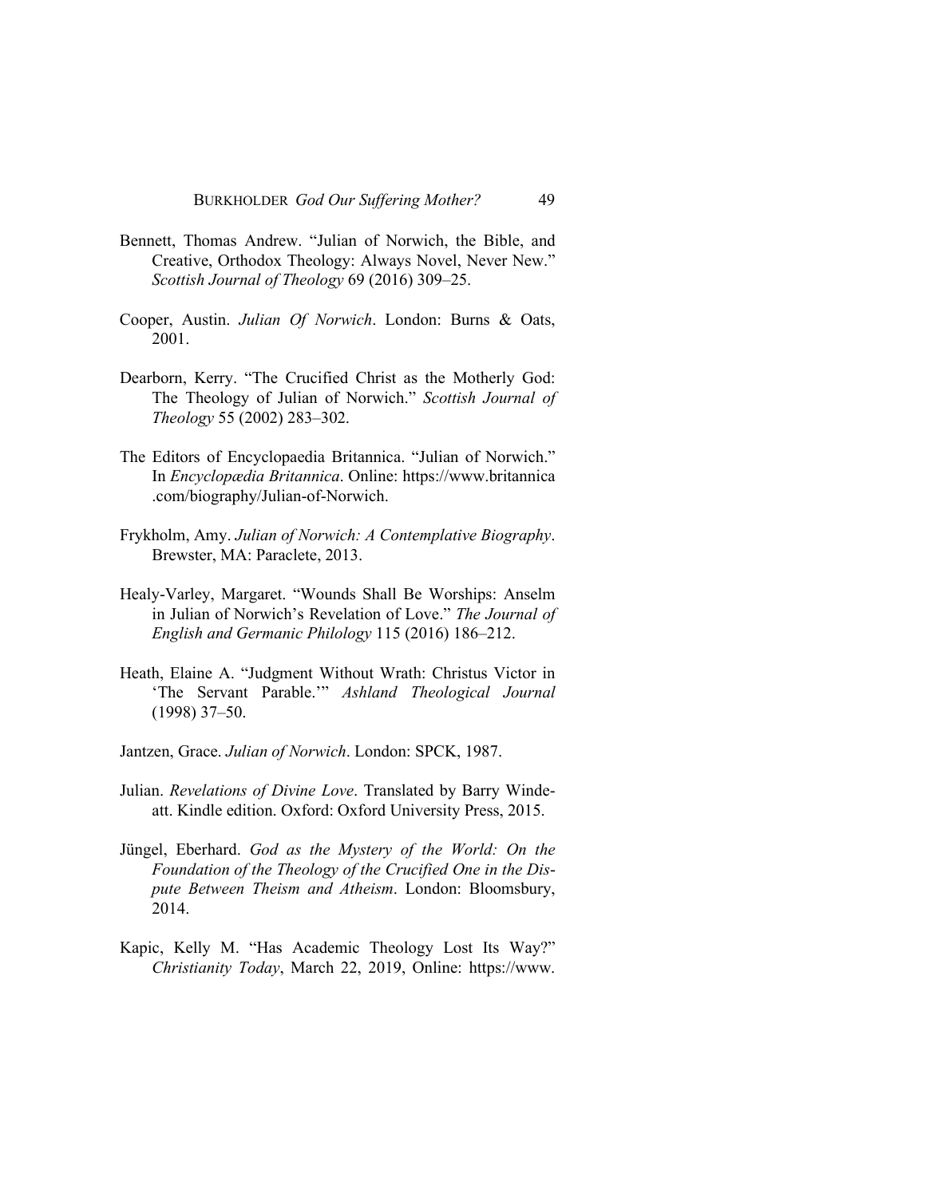Bennett, Thomas Andrew. "Julian of Norwich, the Bible, and Creative, Orthodox Theology: Always Novel, Never New." *Scottish Journal of Theology* 69 (2016) 309–25.

Cooper, Austin. *Julian Of Norwich*. London: Burns & Oats, 2001.

Dearborn, Kerry. "The Crucified Christ as the Motherly God: The Theology of Julian of Norwich." *Scottish Journal of Theology* 55 (2002) 283–302.

The Editors of Encyclopaedia Britannica. "Julian of Norwich." In *Encyclopædia Britannica*. Online: https://www.britannica.com/biography/Julian-of-Norwich.

Frykholm, Amy. *Julian of Norwich: A Contemplative Biography*. Brewster, MA: Paraclete, 2013.

Healy-Varley, Margaret. "Wounds Shall Be Worships: Anselm in Julian of Norwich's Revelation of Love." *The Journal of English and Germanic Philology* 115 (2016) 186–212.

Heath, Elaine A. "Judgment Without Wrath: Christus Victor in 'The Servant Parable.'" *Ashland Theological Journal* (1998) 37–50.

Jantzen, Grace. *Julian of Norwich*. London: SPCK, 1987.

Julian. *Revelations of Divine Love*. Translated by Barry Windeatt. Kindle edition. Oxford: Oxford University Press, 2015.

Jüngel, Eberhard. *God as the Mystery of the World: On the Foundation of the Theology of the Crucified One in the Dispute Between Theism and Atheism*. London: Bloomsbury, 2014.

Kapic, Kelly M. "Has Academic Theology Lost Its Way?" *Christianity Today*, March 22, 2019, Online: https://www.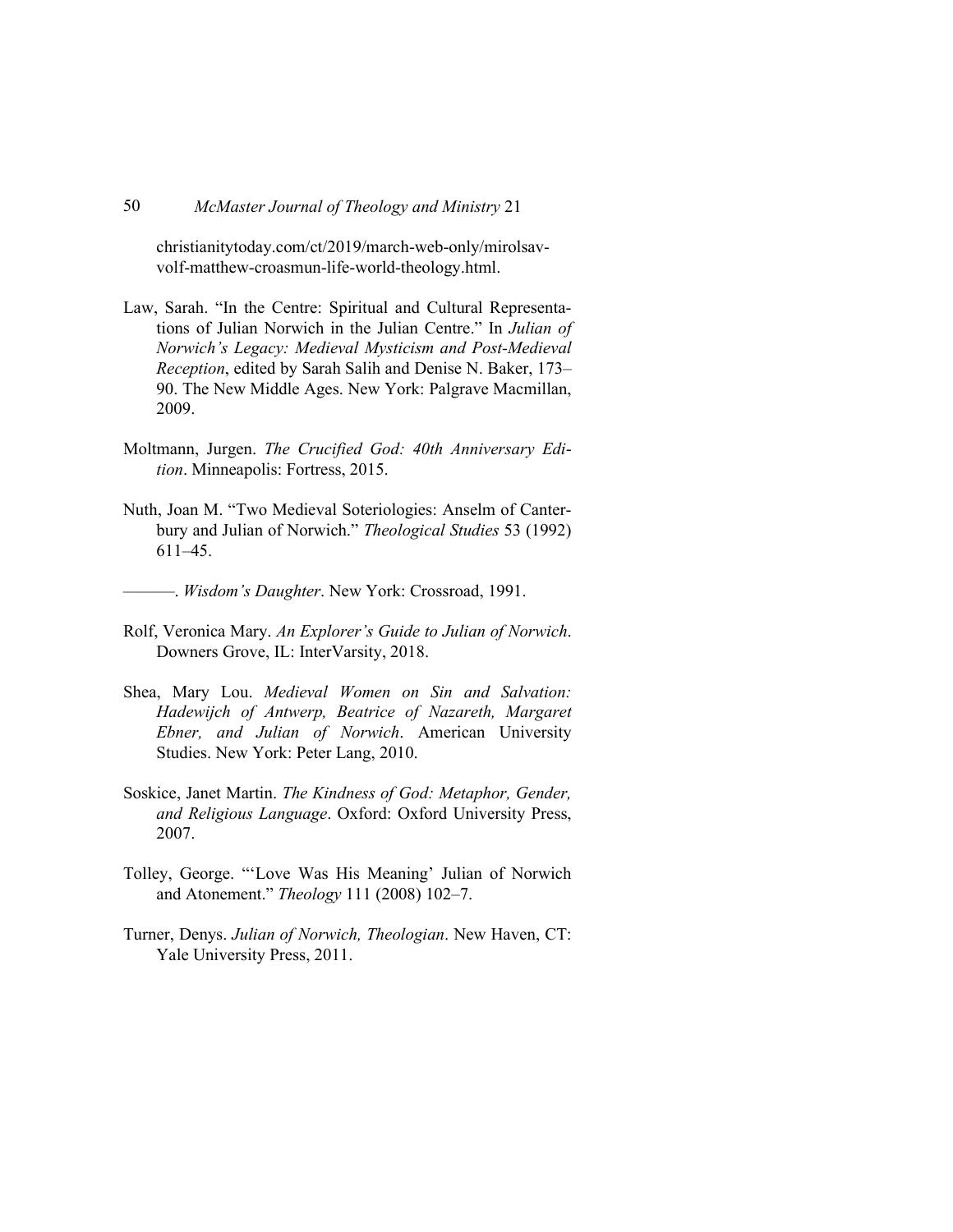christianitytoday.com/ct/2019/march-web-only/mirolsav-volf-matthew-croasmun-life-world-theology.html.

Law, Sarah. "In the Centre: Spiritual and Cultural Representations of Julian Norwich in the Julian Centre." In *Julian of Norwich's Legacy: Medieval Mysticism and Post-Medieval Reception*, edited by Sarah Salih and Denise N. Baker, 173–90. The New Middle Ages. New York: Palgrave Macmillan, 2009.

Moltmann, Jurgen. *The Crucified God: 40th Anniversary Edition*. Minneapolis: Fortress, 2015.

Nuth, Joan M. "Two Medieval Soteriologies: Anselm of Canterbury and Julian of Norwich." *Theological Studies* 53 (1992) 611–45.

———. *Wisdom's Daughter*. New York: Crossroad, 1991.

Rolf, Veronica Mary. *An Explorer's Guide to Julian of Norwich*. Downers Grove, IL: InterVarsity, 2018.

Shea, Mary Lou. *Medieval Women on Sin and Salvation: Hadewijch of Antwerp, Beatrice of Nazareth, Margaret Ebner, and Julian of Norwich*. American University Studies. New York: Peter Lang, 2010.

Soskice, Janet Martin. *The Kindness of God: Metaphor, Gender, and Religious Language*. Oxford: Oxford University Press, 2007.

Tolley, George. "'Love Was His Meaning' Julian of Norwich and Atonement." *Theology* 111 (2008) 102–7.

Turner, Denys. *Julian of Norwich, Theologian*. New Haven, CT: Yale University Press, 2011.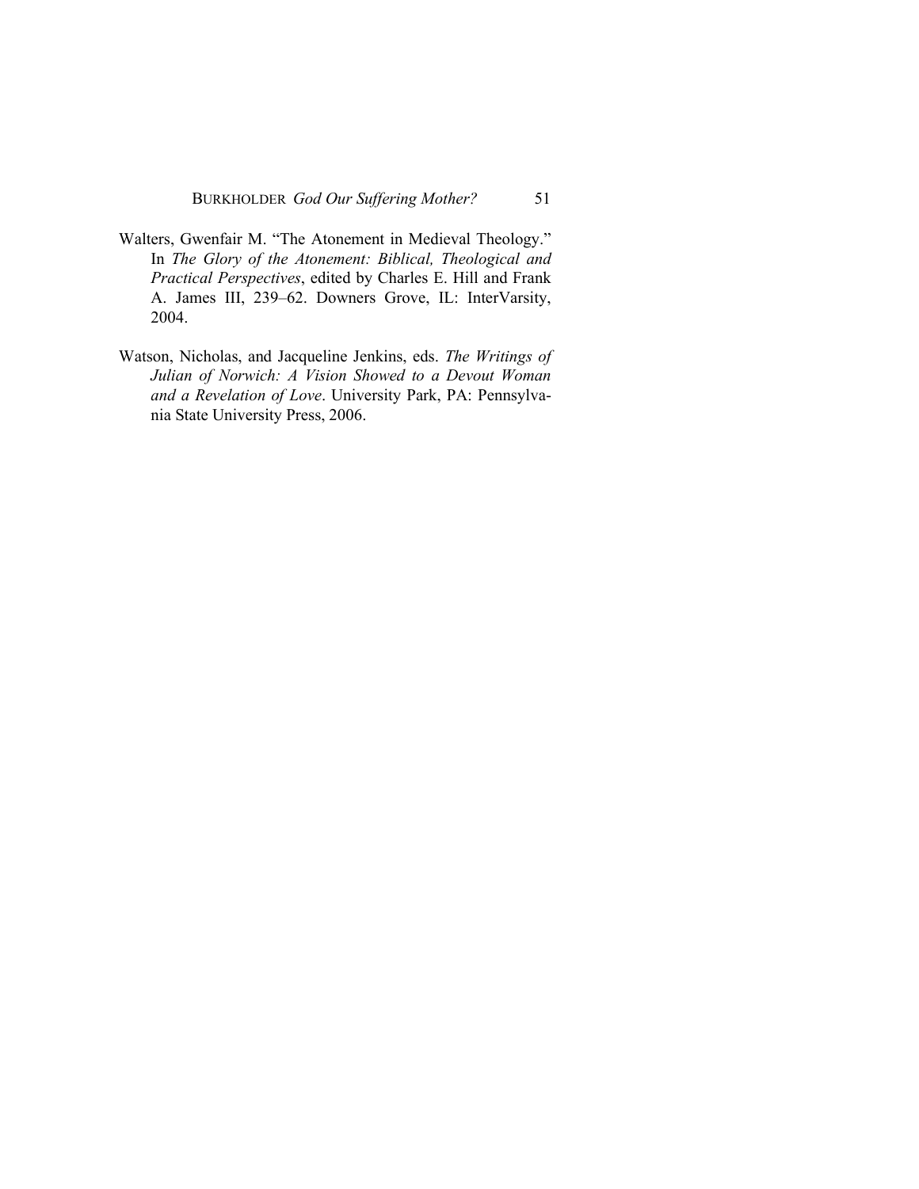Walters, Gwenfair M. "The Atonement in Medieval Theology." In *The Glory of the Atonement: Biblical, Theological and Practical Perspectives*, edited by Charles E. Hill and Frank A. James III, 239–62. Downers Grove, IL: InterVarsity, 2004.

Watson, Nicholas, and Jacqueline Jenkins, eds. *The Writings of Julian of Norwich: A Vision Showed to a Devout Woman and a Revelation of Love*. University Park, PA: Pennsylvania State University Press, 2006.